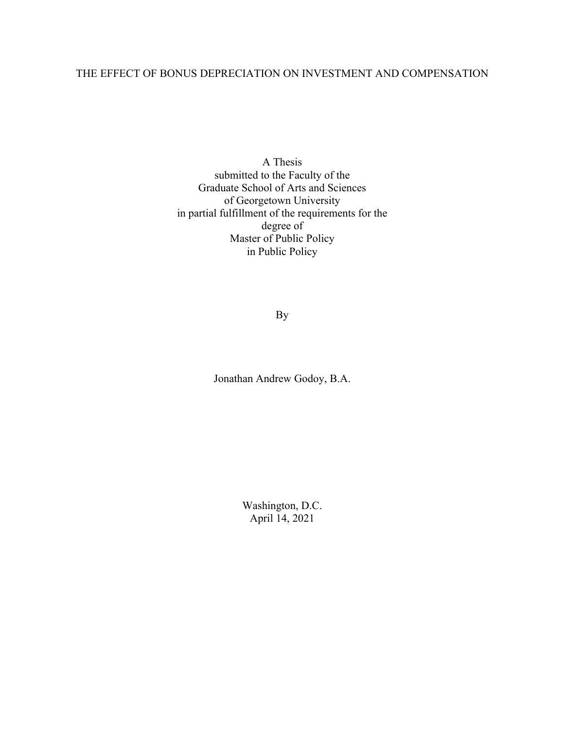# THE EFFECT OF BONUS DEPRECIATION ON INVESTMENT AND COMPENSATION

A Thesis
submitted to the Faculty of the
Graduate School of Arts and Sciences
of Georgetown University
in partial fulfillment of the requirements for the
degree of
Master of Public Policy
in Public Policy

By

Jonathan Andrew Godoy, B.A.

Washington, D.C.
April 14, 2021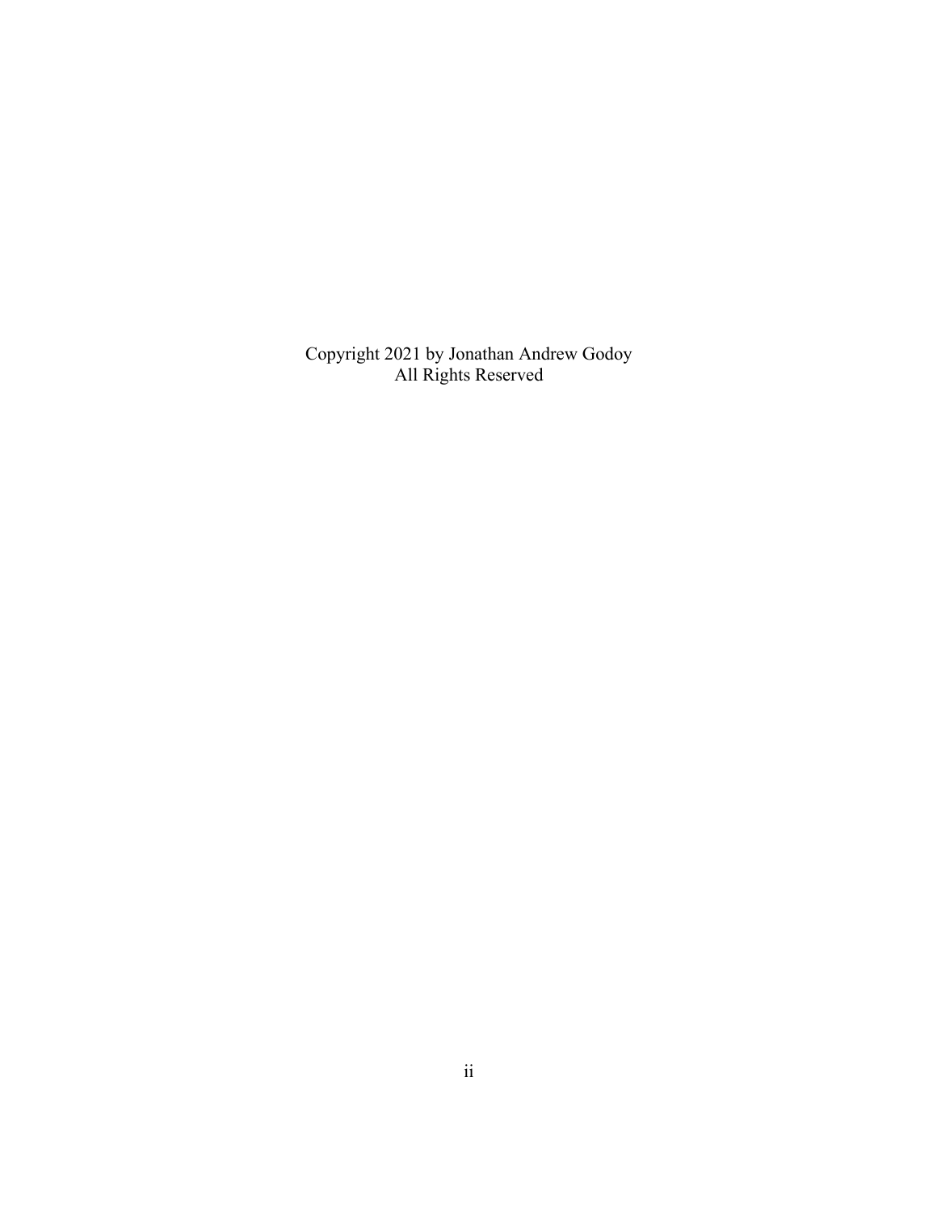Copyright 2021 by Jonathan Andrew Godoy
All Rights Reserved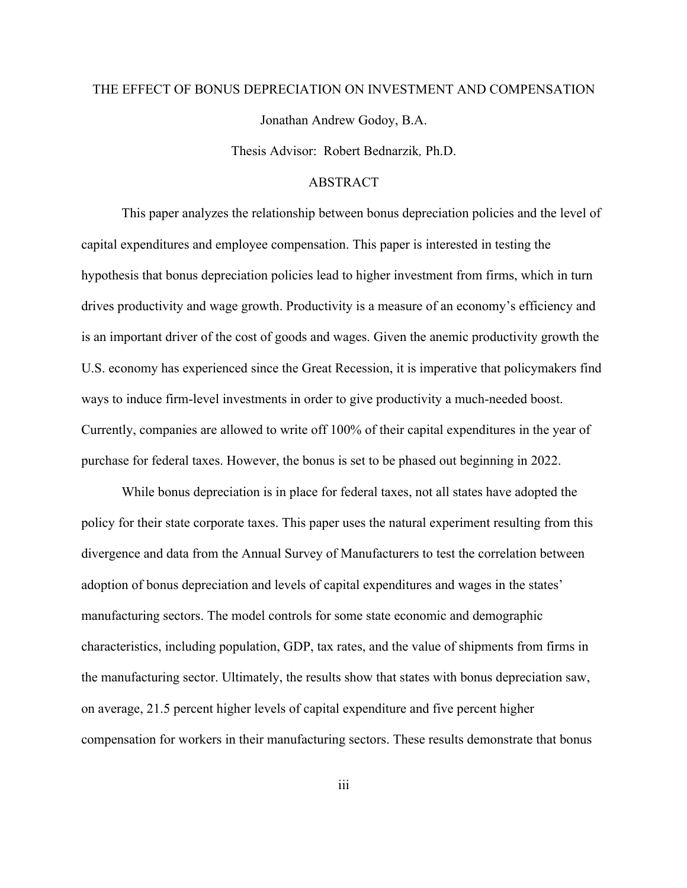THE EFFECT OF BONUS DEPRECIATION ON INVESTMENT AND COMPENSATION

Jonathan Andrew Godoy, B.A.

Thesis Advisor: Robert Bednarzik, Ph.D.

## ABSTRACT

This paper analyzes the relationship between bonus depreciation policies and the level of capital expenditures and employee compensation. This paper is interested in testing the hypothesis that bonus depreciation policies lead to higher investment from firms, which in turn drives productivity and wage growth. Productivity is a measure of an economy's efficiency and is an important driver of the cost of goods and wages. Given the anemic productivity growth the U.S. economy has experienced since the Great Recession, it is imperative that policymakers find ways to induce firm-level investments in order to give productivity a much-needed boost. Currently, companies are allowed to write off 100% of their capital expenditures in the year of purchase for federal taxes. However, the bonus is set to be phased out beginning in 2022.

While bonus depreciation is in place for federal taxes, not all states have adopted the policy for their state corporate taxes. This paper uses the natural experiment resulting from this divergence and data from the Annual Survey of Manufacturers to test the correlation between adoption of bonus depreciation and levels of capital expenditures and wages in the states' manufacturing sectors. The model controls for some state economic and demographic characteristics, including population, GDP, tax rates, and the value of shipments from firms in the manufacturing sector. Ultimately, the results show that states with bonus depreciation saw, on average, 21.5 percent higher levels of capital expenditure and five percent higher compensation for workers in their manufacturing sectors. These results demonstrate that bonus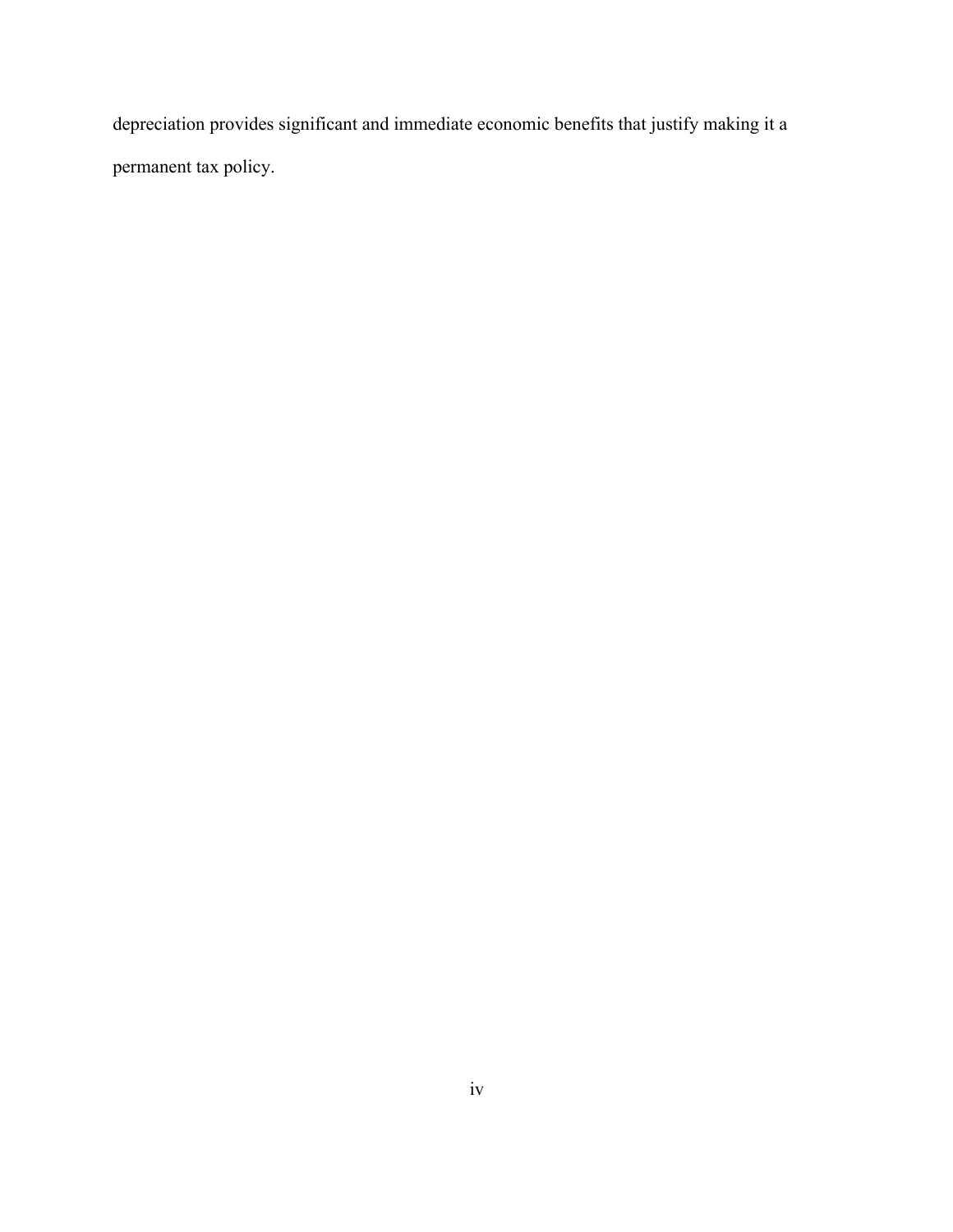depreciation provides significant and immediate economic benefits that justify making it a permanent tax policy.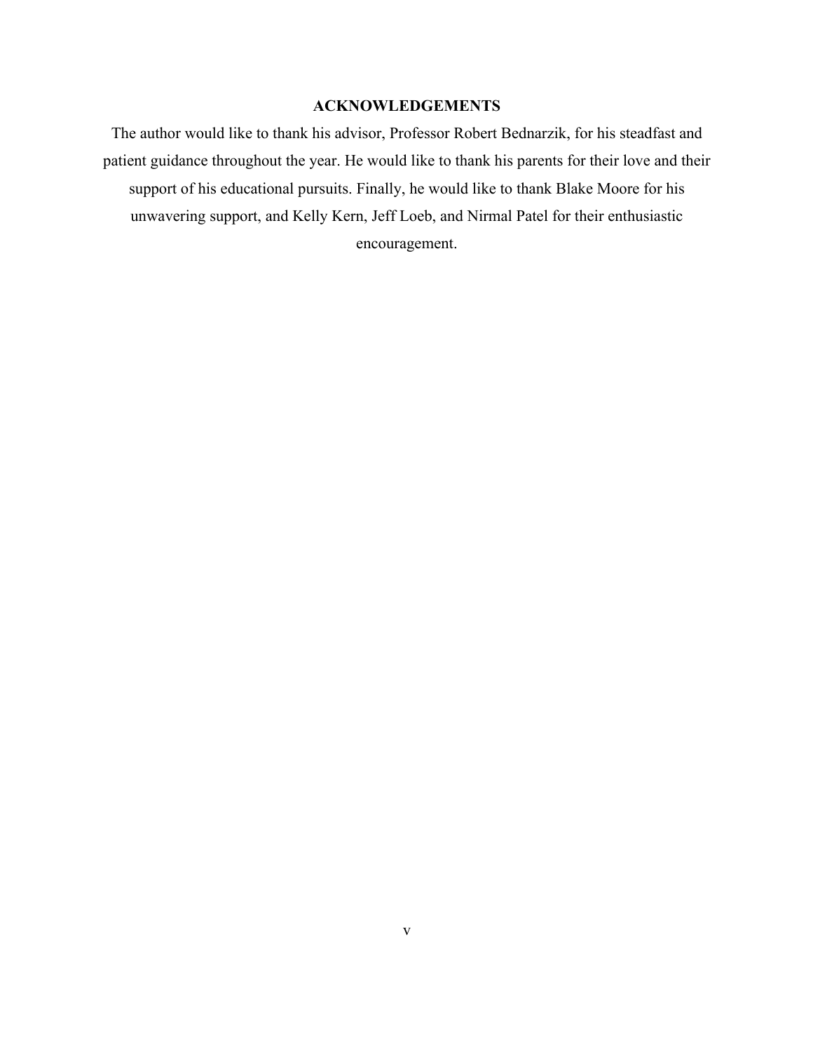## ACKNOWLEDGEMENTS

The author would like to thank his advisor, Professor Robert Bednarzik, for his steadfast and patient guidance throughout the year. He would like to thank his parents for their love and their support of his educational pursuits. Finally, he would like to thank Blake Moore for his unwavering support, and Kelly Kern, Jeff Loeb, and Nirmal Patel for their enthusiastic encouragement.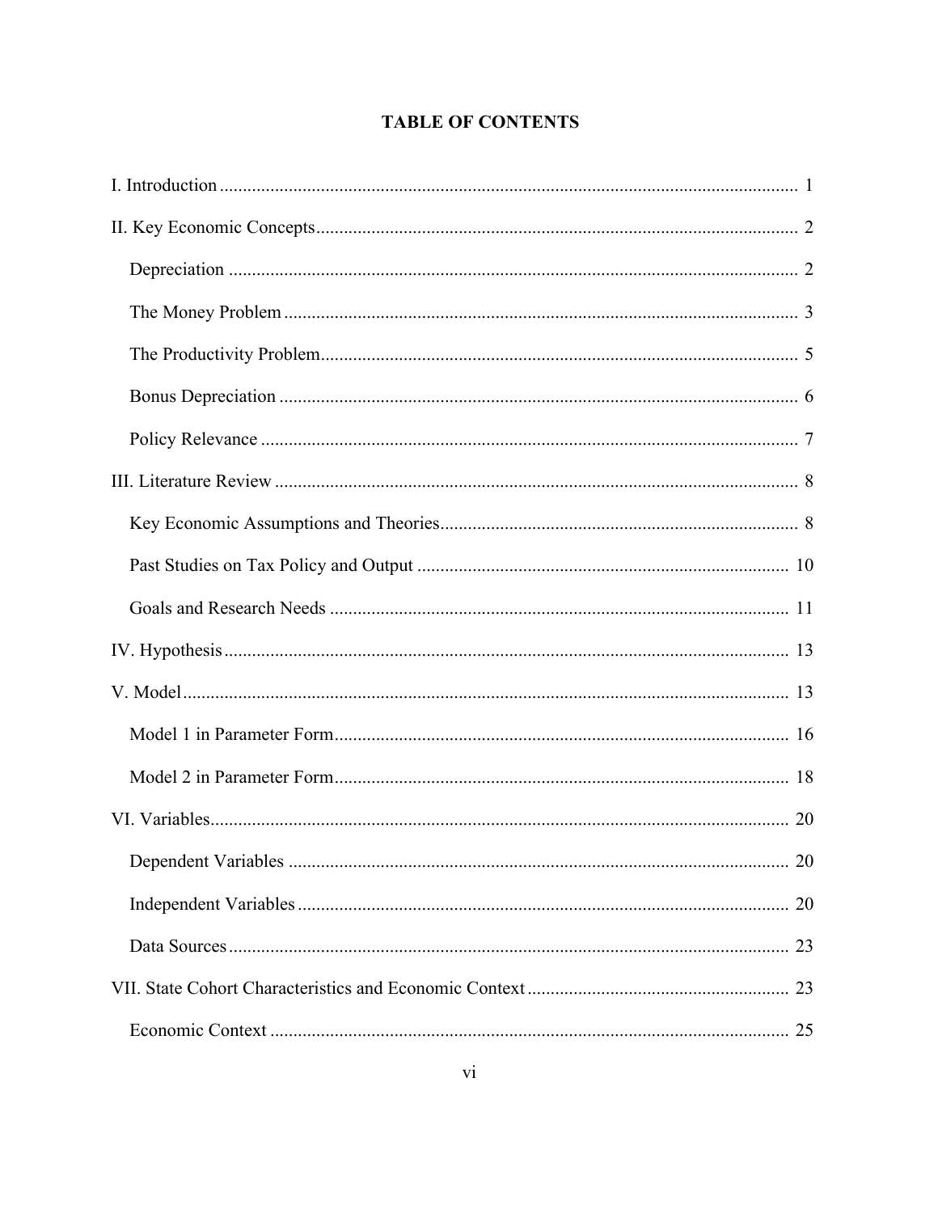# TABLE OF CONTENTS

I. Introduction ........................................................................................................ 1

II. Key Economic Concepts ...................................................................................... 2

Depreciation .......................................................................................................... 2

The Money Problem ............................................................................................... 3

The Productivity Problem ...................................................................................... 5

Bonus Depreciation ............................................................................................... 6

Policy Relevance ................................................................................................... 7

III. Literature Review ................................................................................................ 8

Key Economic Assumptions and Theories ............................................................. 8

Past Studies on Tax Policy and Output ................................................................ 10

Goals and Research Needs ................................................................................... 11

IV. Hypothesis .......................................................................................................... 13

V. Model .................................................................................................................. 13

Model 1 in Parameter Form .................................................................................. 16

Model 2 in Parameter Form .................................................................................. 18

VI. Variables ............................................................................................................. 20

Dependent Variables ............................................................................................ 20

Independent Variables .......................................................................................... 20

Data Sources ......................................................................................................... 23

VII. State Cohort Characteristics and Economic Context ........................................ 23

Economic Context ................................................................................................ 25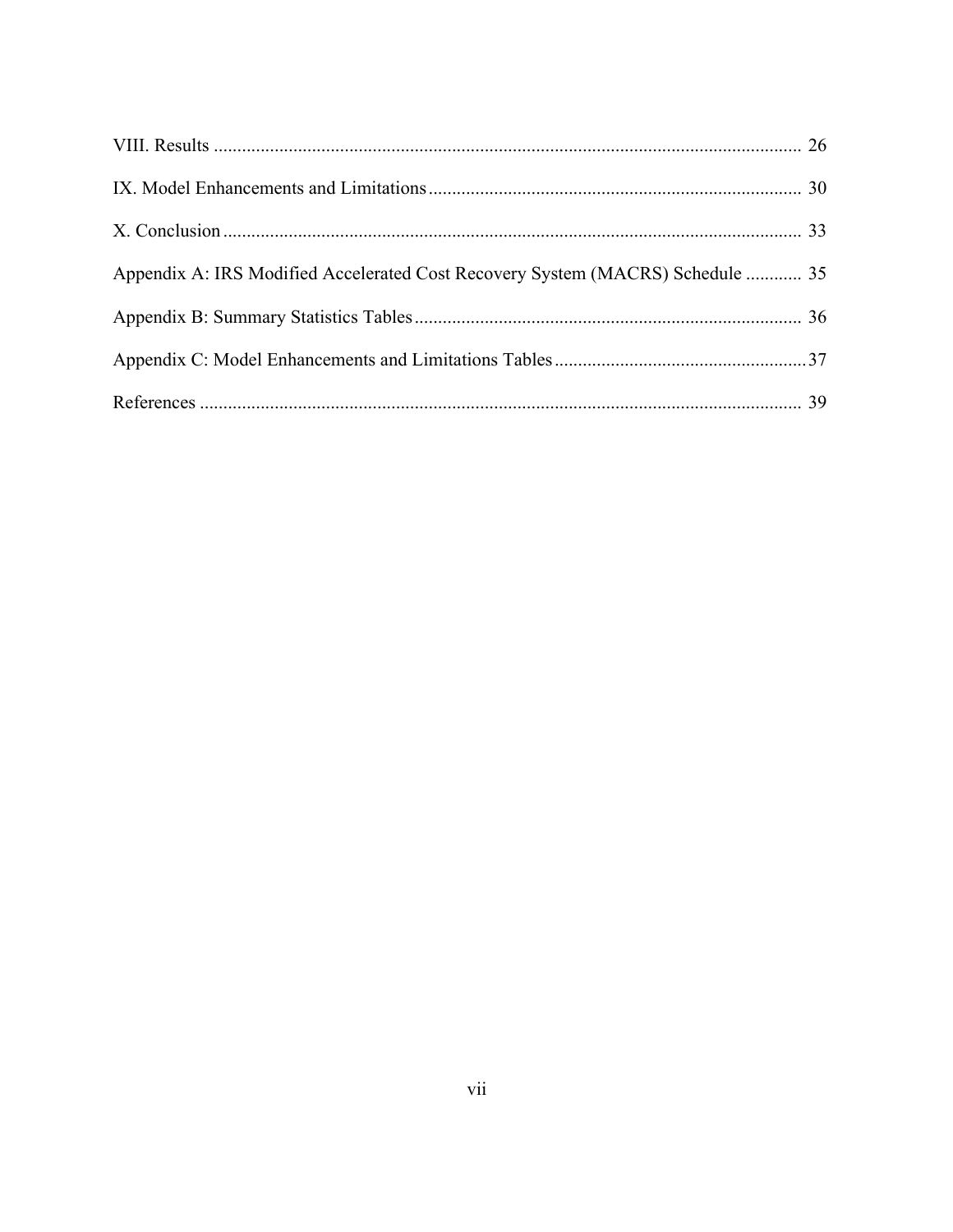VIII. Results ............................................................................................................................. 26

IX. Model Enhancements and Limitations ............................................................................... 30

X. Conclusion ........................................................................................................................... 33

Appendix A: IRS Modified Accelerated Cost Recovery System (MACRS) Schedule ............ 35

Appendix B: Summary Statistics Tables .................................................................................. 36

Appendix C: Model Enhancements and Limitations Tables ..................................................... 37

References ................................................................................................................................ 39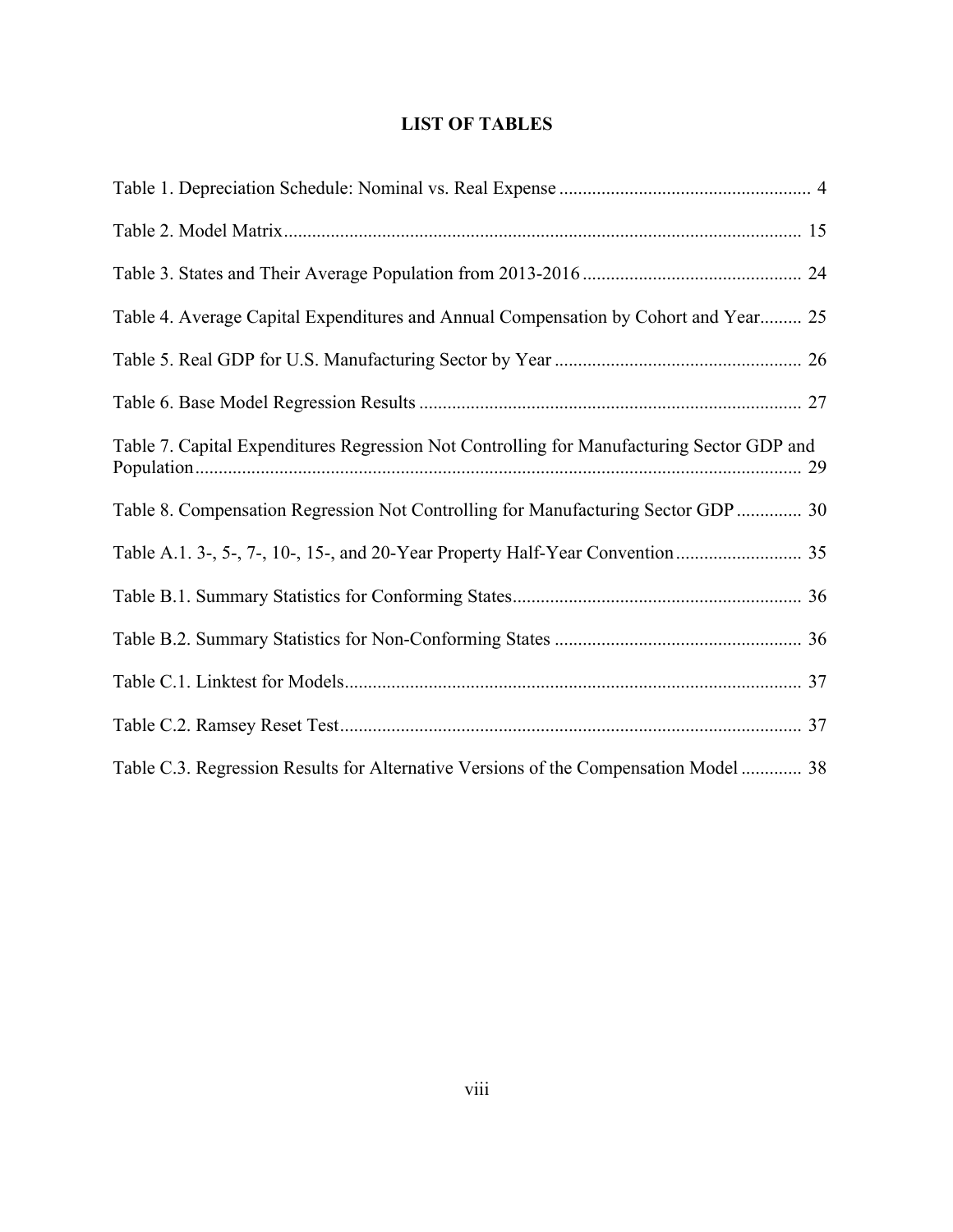# LIST OF TABLES

Table 1. Depreciation Schedule: Nominal vs. Real Expense ...................................................... 4

Table 2. Model Matrix ............................................................................................................. 15

Table 3. States and Their Average Population from 2013-2016 .............................................. 24

Table 4. Average Capital Expenditures and Annual Compensation by Cohort and Year......... 25

Table 5. Real GDP for U.S. Manufacturing Sector by Year ..................................................... 26

Table 6. Base Model Regression Results ................................................................................. 27

Table 7. Capital Expenditures Regression Not Controlling for Manufacturing Sector GDP and Population ................................................................................................................................ 29

Table 8. Compensation Regression Not Controlling for Manufacturing Sector GDP .............. 30

Table A.1. 3-, 5-, 7-, 10-, 15-, and 20-Year Property Half-Year Convention ........................... 35

Table B.1. Summary Statistics for Conforming States ............................................................. 36

Table B.2. Summary Statistics for Non-Conforming States ..................................................... 36

Table C.1. Linktest for Models ................................................................................................. 37

Table C.2. Ramsey Reset Test .................................................................................................. 37

Table C.3. Regression Results for Alternative Versions of the Compensation Model ............. 38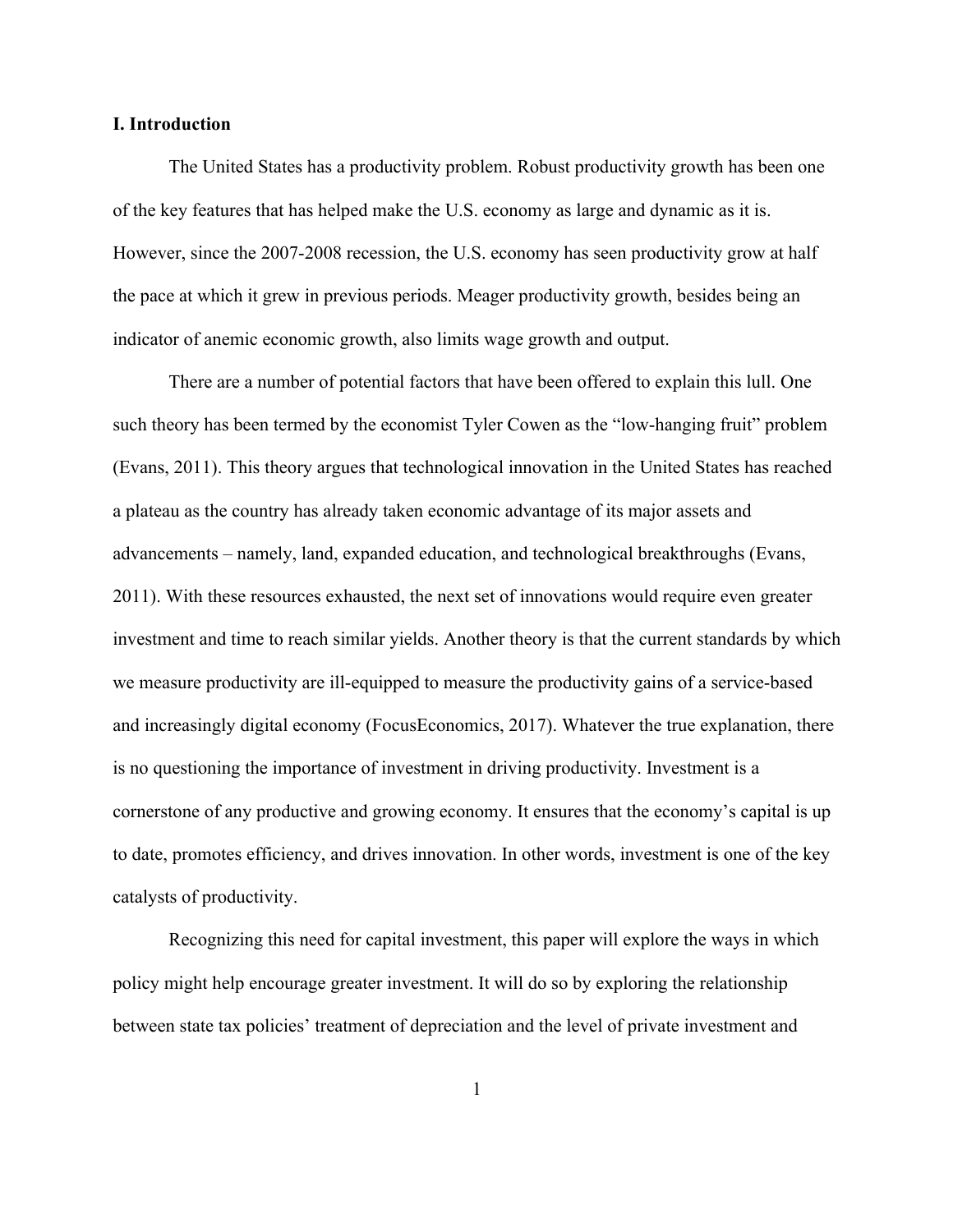## I. Introduction

The United States has a productivity problem. Robust productivity growth has been one of the key features that has helped make the U.S. economy as large and dynamic as it is. However, since the 2007-2008 recession, the U.S. economy has seen productivity grow at half the pace at which it grew in previous periods. Meager productivity growth, besides being an indicator of anemic economic growth, also limits wage growth and output.

There are a number of potential factors that have been offered to explain this lull. One such theory has been termed by the economist Tyler Cowen as the "low-hanging fruit" problem (Evans, 2011). This theory argues that technological innovation in the United States has reached a plateau as the country has already taken economic advantage of its major assets and advancements – namely, land, expanded education, and technological breakthroughs (Evans, 2011). With these resources exhausted, the next set of innovations would require even greater investment and time to reach similar yields. Another theory is that the current standards by which we measure productivity are ill-equipped to measure the productivity gains of a service-based and increasingly digital economy (FocusEconomics, 2017). Whatever the true explanation, there is no questioning the importance of investment in driving productivity. Investment is a cornerstone of any productive and growing economy. It ensures that the economy's capital is up to date, promotes efficiency, and drives innovation. In other words, investment is one of the key catalysts of productivity.

Recognizing this need for capital investment, this paper will explore the ways in which policy might help encourage greater investment. It will do so by exploring the relationship between state tax policies' treatment of depreciation and the level of private investment and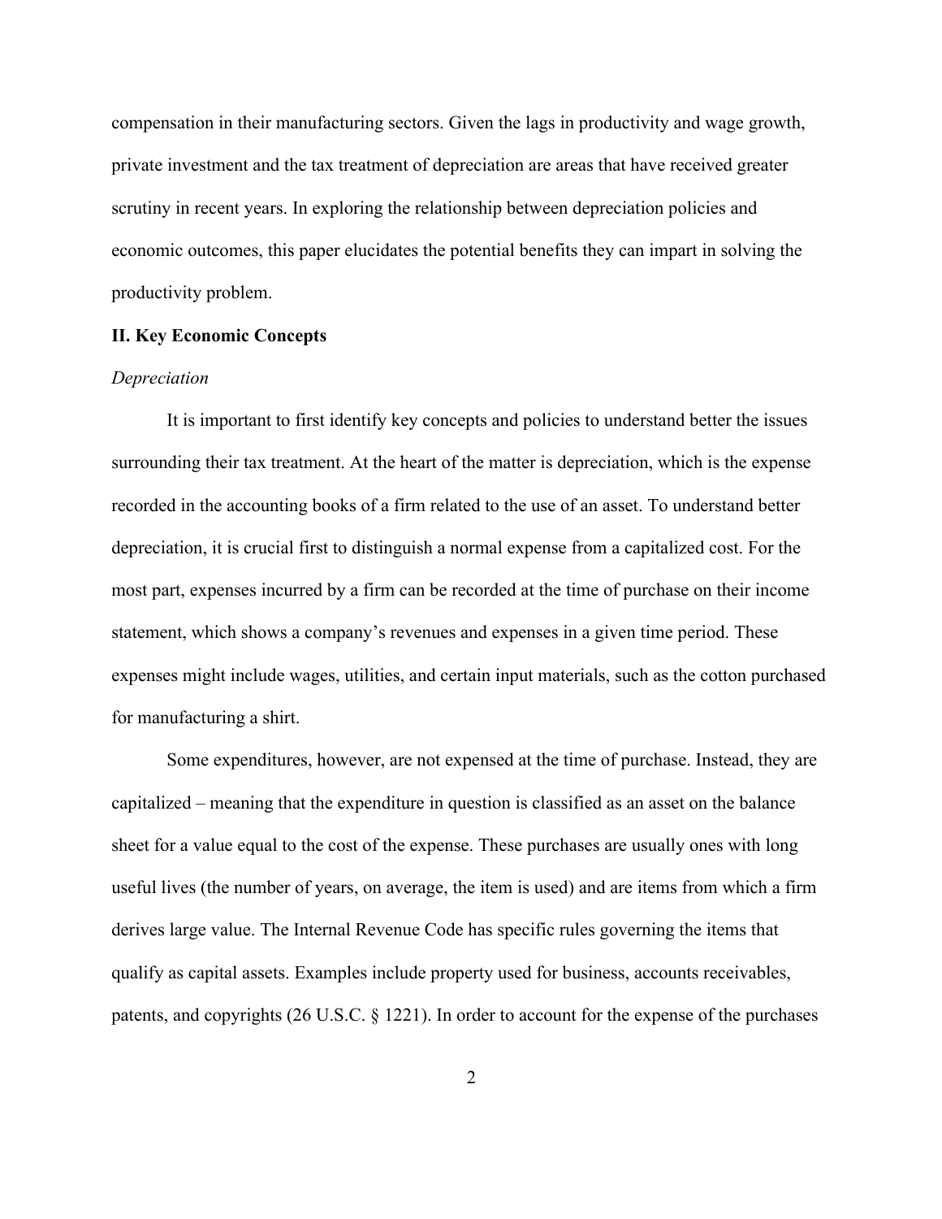compensation in their manufacturing sectors. Given the lags in productivity and wage growth, private investment and the tax treatment of depreciation are areas that have received greater scrutiny in recent years. In exploring the relationship between depreciation policies and economic outcomes, this paper elucidates the potential benefits they can impart in solving the productivity problem.

## II. Key Economic Concepts

### *Depreciation*

It is important to first identify key concepts and policies to understand better the issues surrounding their tax treatment. At the heart of the matter is depreciation, which is the expense recorded in the accounting books of a firm related to the use of an asset. To understand better depreciation, it is crucial first to distinguish a normal expense from a capitalized cost. For the most part, expenses incurred by a firm can be recorded at the time of purchase on their income statement, which shows a company's revenues and expenses in a given time period. These expenses might include wages, utilities, and certain input materials, such as the cotton purchased for manufacturing a shirt.

Some expenditures, however, are not expensed at the time of purchase. Instead, they are capitalized – meaning that the expenditure in question is classified as an asset on the balance sheet for a value equal to the cost of the expense. These purchases are usually ones with long useful lives (the number of years, on average, the item is used) and are items from which a firm derives large value. The Internal Revenue Code has specific rules governing the items that qualify as capital assets. Examples include property used for business, accounts receivables, patents, and copyrights (26 U.S.C. § 1221). In order to account for the expense of the purchases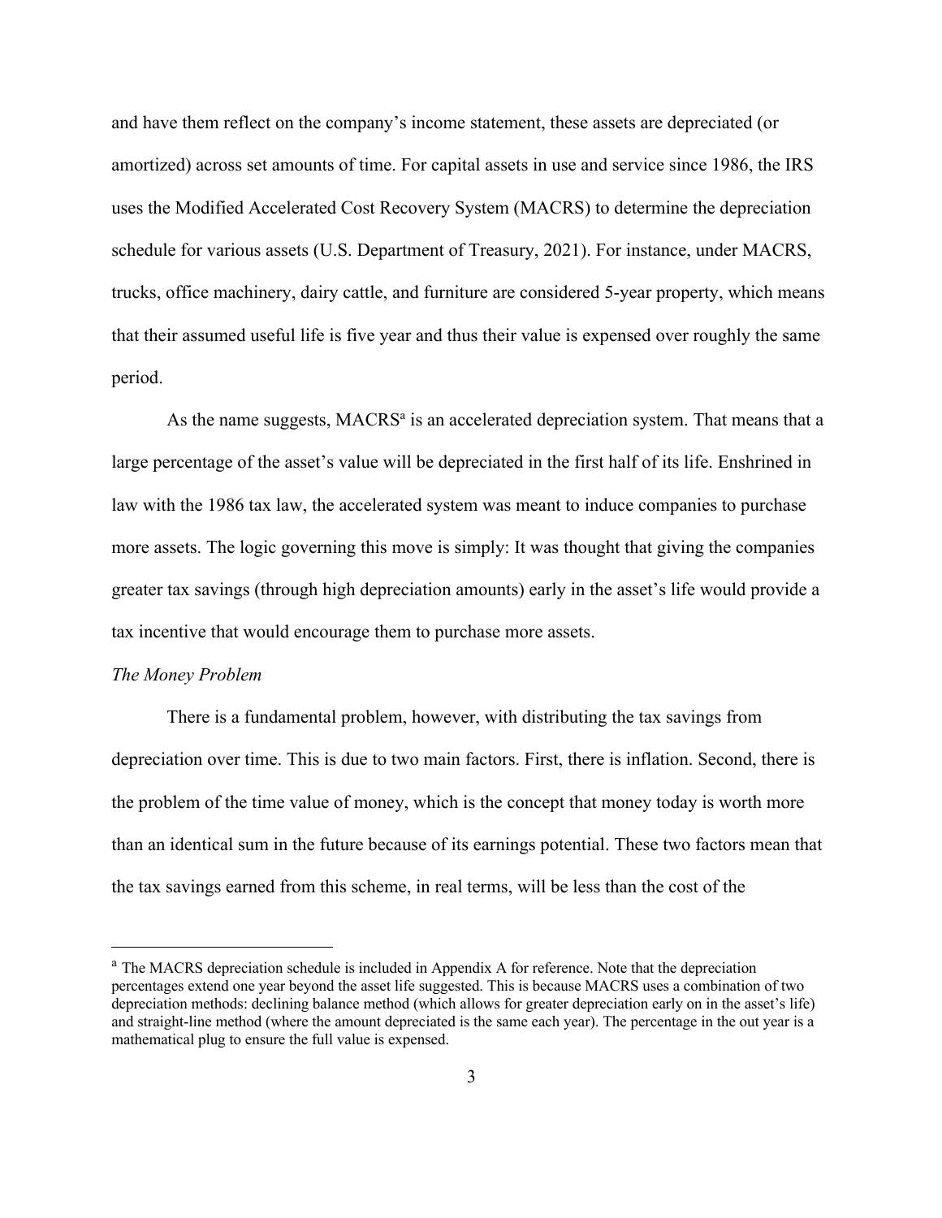and have them reflect on the company's income statement, these assets are depreciated (or amortized) across set amounts of time. For capital assets in use and service since 1986, the IRS uses the Modified Accelerated Cost Recovery System (MACRS) to determine the depreciation schedule for various assets (U.S. Department of Treasury, 2021). For instance, under MACRS, trucks, office machinery, dairy cattle, and furniture are considered 5-year property, which means that their assumed useful life is five year and thus their value is expensed over roughly the same period.

As the name suggests, MACRS[a] is an accelerated depreciation system. That means that a large percentage of the asset's value will be depreciated in the first half of its life. Enshrined in law with the 1986 tax law, the accelerated system was meant to induce companies to purchase more assets. The logic governing this move is simply: It was thought that giving the companies greater tax savings (through high depreciation amounts) early in the asset's life would provide a tax incentive that would encourage them to purchase more assets.

*The Money Problem*

There is a fundamental problem, however, with distributing the tax savings from depreciation over time. This is due to two main factors. First, there is inflation. Second, there is the problem of the time value of money, which is the concept that money today is worth more than an identical sum in the future because of its earnings potential. These two factors mean that the tax savings earned from this scheme, in real terms, will be less than the cost of the

---

[a] The MACRS depreciation schedule is included in Appendix A for reference. Note that the depreciation percentages extend one year beyond the asset life suggested. This is because MACRS uses a combination of two depreciation methods: declining balance method (which allows for greater depreciation early on in the asset's life) and straight-line method (where the amount depreciated is the same each year). The percentage in the out year is a mathematical plug to ensure the full value is expensed.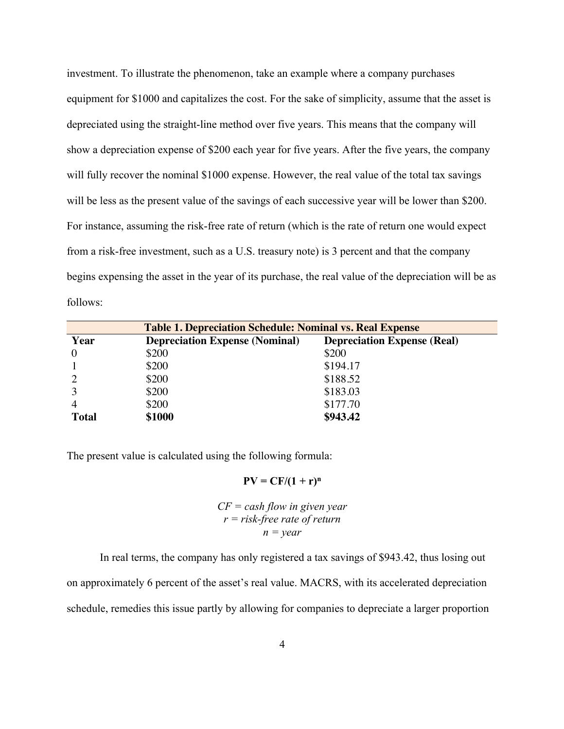investment. To illustrate the phenomenon, take an example where a company purchases equipment for $1000 and capitalizes the cost. For the sake of simplicity, assume that the asset is depreciated using the straight-line method over five years. This means that the company will show a depreciation expense of $200 each year for five years. After the five years, the company will fully recover the nominal $1000 expense. However, the real value of the total tax savings will be less as the present value of the savings of each successive year will be lower than $200. For instance, assuming the risk-free rate of return (which is the rate of return one would expect from a risk-free investment, such as a U.S. treasury note) is 3 percent and that the company begins expensing the asset in the year of its purchase, the real value of the depreciation will be as follows:

**Table 1. Depreciation Schedule: Nominal vs. Real Expense**

| Year | Depreciation Expense (Nominal) | Depreciation Expense (Real) |
|---|---|---|
| 0 | $200 | $200 |
| 1 | $200 | $194.17 |
| 2 | $200 | $188.52 |
| 3 | $200 | $183.03 |
| 4 | $200 | $177.70 |
| **Total** | **$1000** | **$943.42** |

The present value is calculated using the following formula:

$$\mathbf{PV = CF/(1 + r)^n}$$

*CF = cash flow in given year*
*r = risk-free rate of return*
*n = year*

In real terms, the company has only registered a tax savings of $943.42, thus losing out on approximately 6 percent of the asset's real value. MACRS, with its accelerated depreciation schedule, remedies this issue partly by allowing for companies to depreciate a larger proportion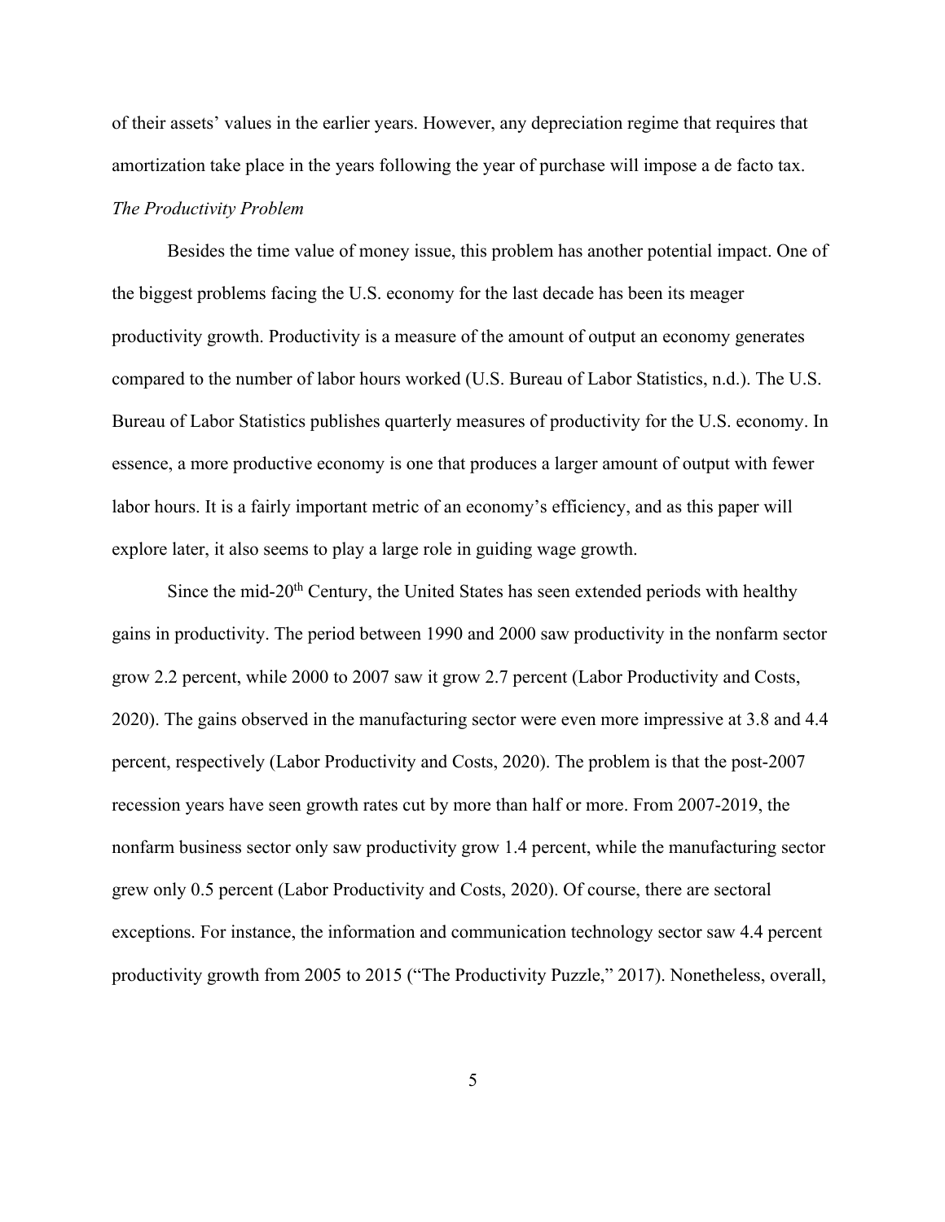of their assets' values in the earlier years. However, any depreciation regime that requires that amortization take place in the years following the year of purchase will impose a de facto tax.

*The Productivity Problem*

Besides the time value of money issue, this problem has another potential impact. One of the biggest problems facing the U.S. economy for the last decade has been its meager productivity growth. Productivity is a measure of the amount of output an economy generates compared to the number of labor hours worked (U.S. Bureau of Labor Statistics, n.d.). The U.S. Bureau of Labor Statistics publishes quarterly measures of productivity for the U.S. economy. In essence, a more productive economy is one that produces a larger amount of output with fewer labor hours. It is a fairly important metric of an economy's efficiency, and as this paper will explore later, it also seems to play a large role in guiding wage growth.

Since the mid-20th Century, the United States has seen extended periods with healthy gains in productivity. The period between 1990 and 2000 saw productivity in the nonfarm sector grow 2.2 percent, while 2000 to 2007 saw it grow 2.7 percent (Labor Productivity and Costs, 2020). The gains observed in the manufacturing sector were even more impressive at 3.8 and 4.4 percent, respectively (Labor Productivity and Costs, 2020). The problem is that the post-2007 recession years have seen growth rates cut by more than half or more. From 2007-2019, the nonfarm business sector only saw productivity grow 1.4 percent, while the manufacturing sector grew only 0.5 percent (Labor Productivity and Costs, 2020). Of course, there are sectoral exceptions. For instance, the information and communication technology sector saw 4.4 percent productivity growth from 2005 to 2015 ("The Productivity Puzzle," 2017). Nonetheless, overall,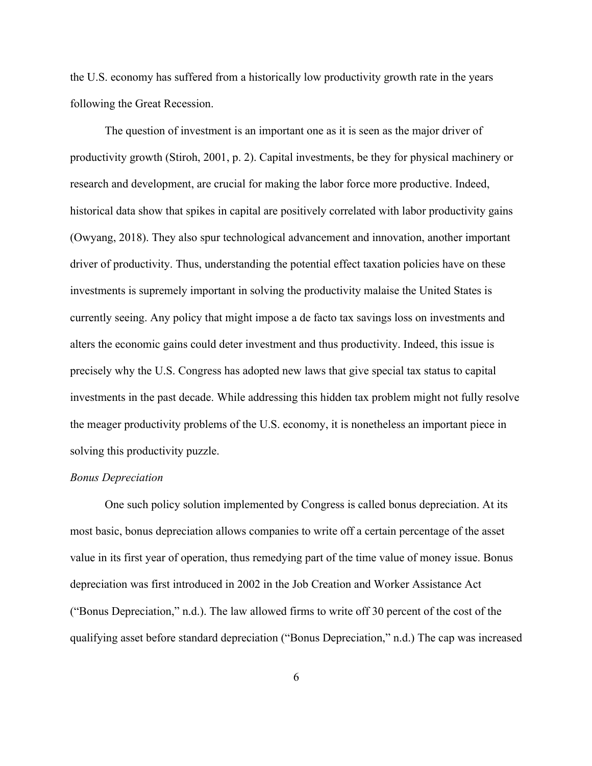the U.S. economy has suffered from a historically low productivity growth rate in the years following the Great Recession.

The question of investment is an important one as it is seen as the major driver of productivity growth (Stiroh, 2001, p. 2). Capital investments, be they for physical machinery or research and development, are crucial for making the labor force more productive. Indeed, historical data show that spikes in capital are positively correlated with labor productivity gains (Owyang, 2018). They also spur technological advancement and innovation, another important driver of productivity. Thus, understanding the potential effect taxation policies have on these investments is supremely important in solving the productivity malaise the United States is currently seeing. Any policy that might impose a de facto tax savings loss on investments and alters the economic gains could deter investment and thus productivity. Indeed, this issue is precisely why the U.S. Congress has adopted new laws that give special tax status to capital investments in the past decade. While addressing this hidden tax problem might not fully resolve the meager productivity problems of the U.S. economy, it is nonetheless an important piece in solving this productivity puzzle.

*Bonus Depreciation*

One such policy solution implemented by Congress is called bonus depreciation. At its most basic, bonus depreciation allows companies to write off a certain percentage of the asset value in its first year of operation, thus remedying part of the time value of money issue. Bonus depreciation was first introduced in 2002 in the Job Creation and Worker Assistance Act ("Bonus Depreciation," n.d.). The law allowed firms to write off 30 percent of the cost of the qualifying asset before standard depreciation ("Bonus Depreciation," n.d.) The cap was increased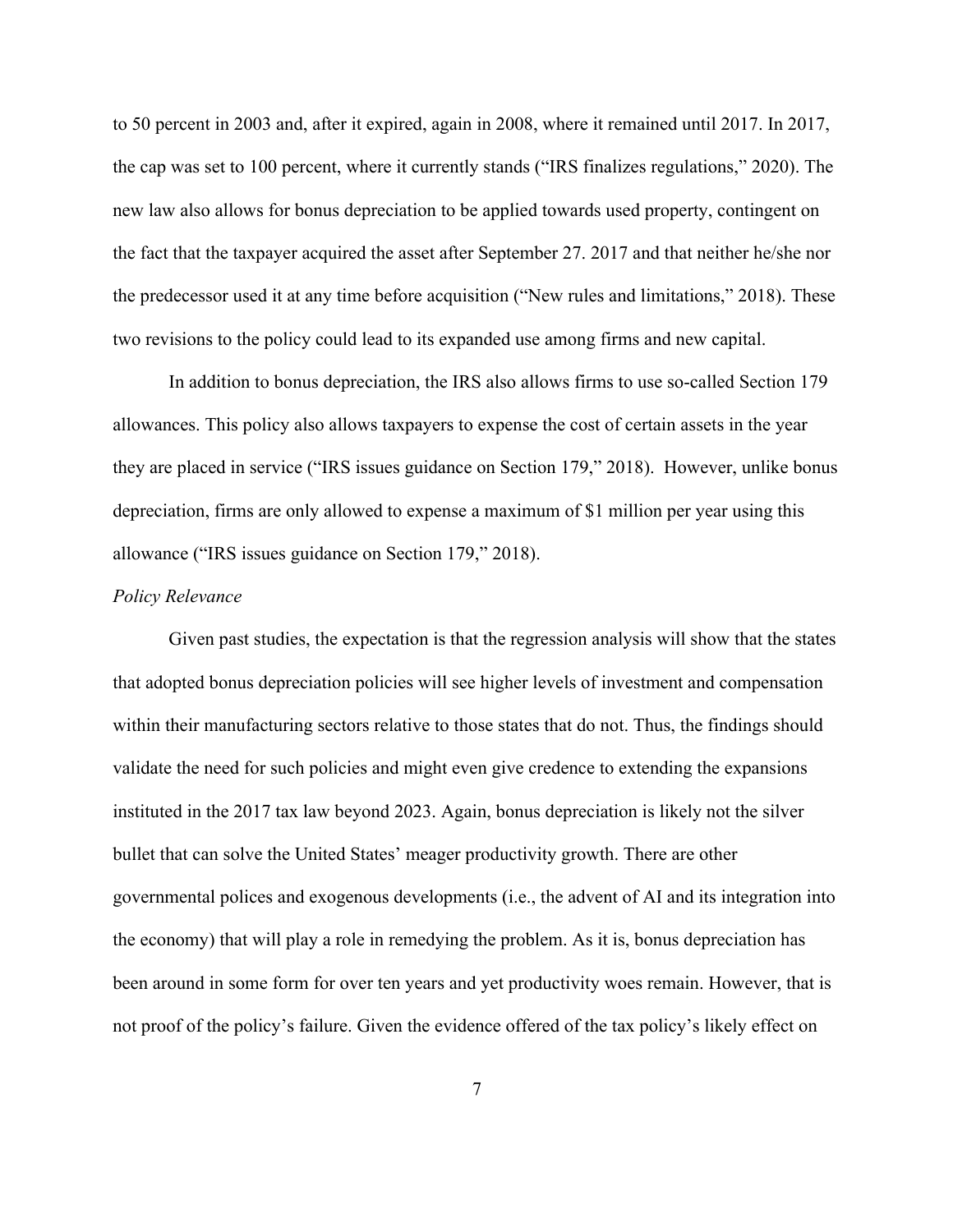to 50 percent in 2003 and, after it expired, again in 2008, where it remained until 2017. In 2017, the cap was set to 100 percent, where it currently stands ("IRS finalizes regulations," 2020). The new law also allows for bonus depreciation to be applied towards used property, contingent on the fact that the taxpayer acquired the asset after September 27. 2017 and that neither he/she nor the predecessor used it at any time before acquisition ("New rules and limitations," 2018). These two revisions to the policy could lead to its expanded use among firms and new capital.

In addition to bonus depreciation, the IRS also allows firms to use so-called Section 179 allowances. This policy also allows taxpayers to expense the cost of certain assets in the year they are placed in service ("IRS issues guidance on Section 179," 2018). However, unlike bonus depreciation, firms are only allowed to expense a maximum of $1 million per year using this allowance ("IRS issues guidance on Section 179," 2018).

*Policy Relevance*

Given past studies, the expectation is that the regression analysis will show that the states that adopted bonus depreciation policies will see higher levels of investment and compensation within their manufacturing sectors relative to those states that do not. Thus, the findings should validate the need for such policies and might even give credence to extending the expansions instituted in the 2017 tax law beyond 2023. Again, bonus depreciation is likely not the silver bullet that can solve the United States' meager productivity growth. There are other governmental polices and exogenous developments (i.e., the advent of AI and its integration into the economy) that will play a role in remedying the problem. As it is, bonus depreciation has been around in some form for over ten years and yet productivity woes remain. However, that is not proof of the policy's failure. Given the evidence offered of the tax policy's likely effect on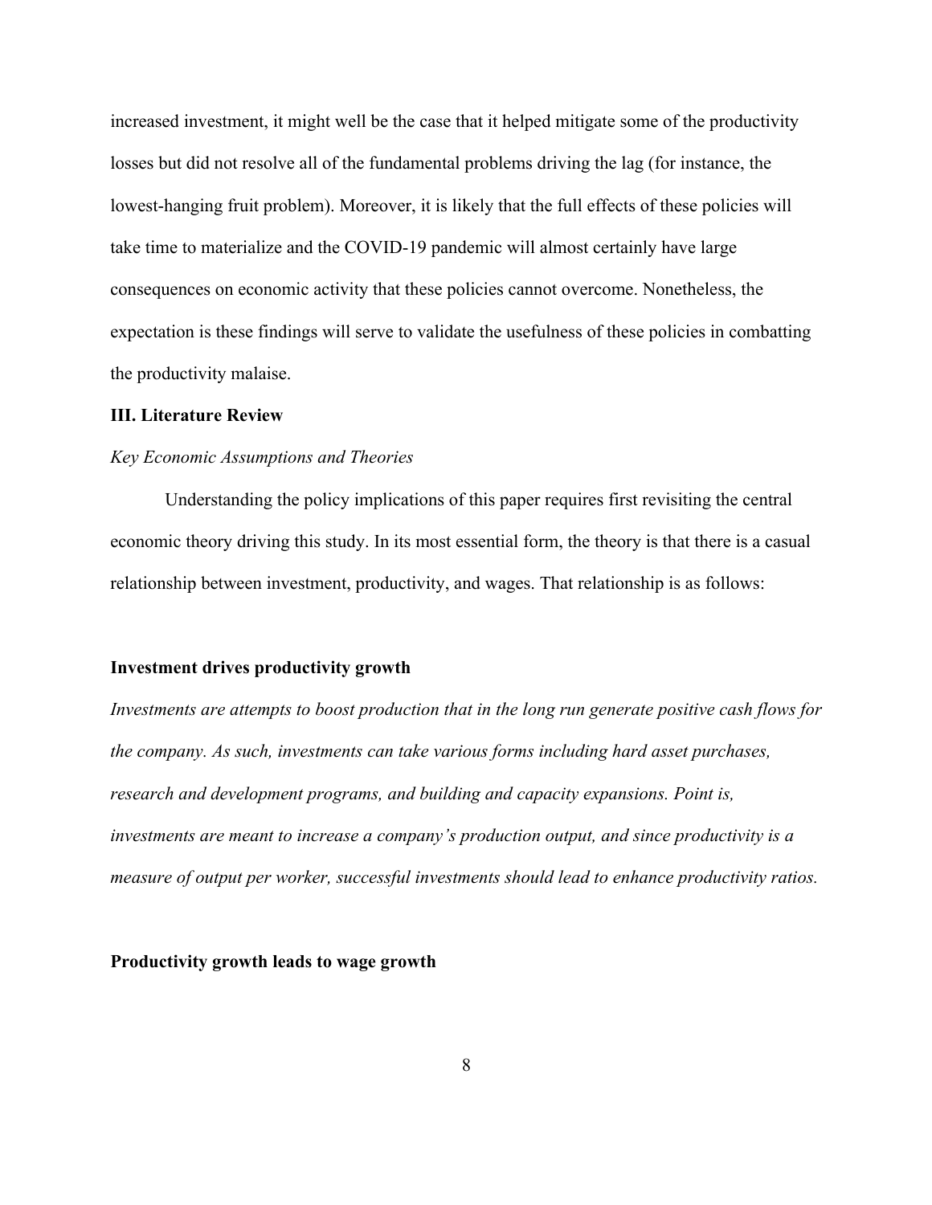increased investment, it might well be the case that it helped mitigate some of the productivity losses but did not resolve all of the fundamental problems driving the lag (for instance, the lowest-hanging fruit problem). Moreover, it is likely that the full effects of these policies will take time to materialize and the COVID-19 pandemic will almost certainly have large consequences on economic activity that these policies cannot overcome. Nonetheless, the expectation is these findings will serve to validate the usefulness of these policies in combatting the productivity malaise.

## III. Literature Review

### *Key Economic Assumptions and Theories*

Understanding the policy implications of this paper requires first revisiting the central economic theory driving this study. In its most essential form, the theory is that there is a casual relationship between investment, productivity, and wages. That relationship is as follows:

**Investment drives productivity growth**

*Investments are attempts to boost production that in the long run generate positive cash flows for the company. As such, investments can take various forms including hard asset purchases, research and development programs, and building and capacity expansions. Point is, investments are meant to increase a company's production output, and since productivity is a measure of output per worker, successful investments should lead to enhance productivity ratios.*

**Productivity growth leads to wage growth**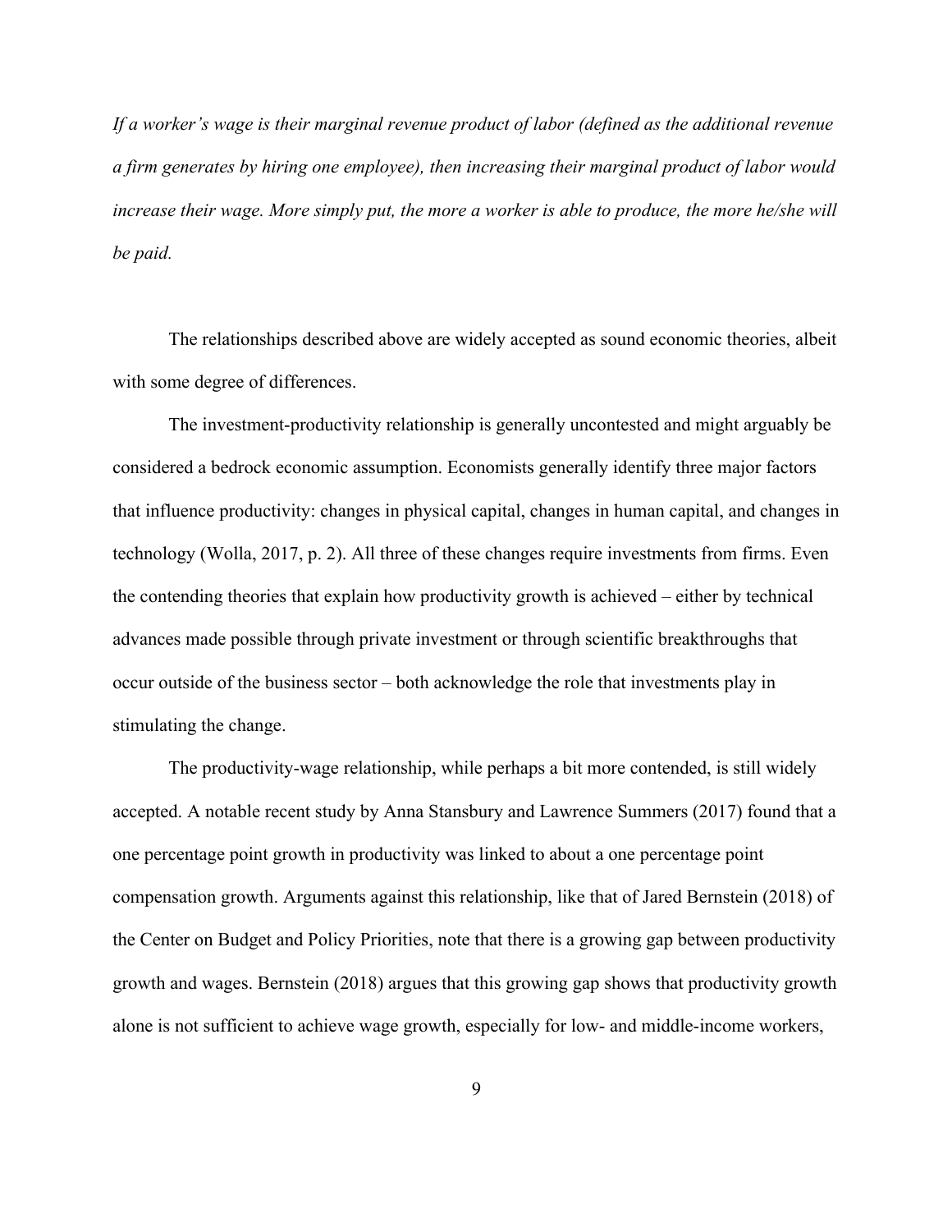*If a worker's wage is their marginal revenue product of labor (defined as the additional revenue a firm generates by hiring one employee), then increasing their marginal product of labor would increase their wage. More simply put, the more a worker is able to produce, the more he/she will be paid.*

The relationships described above are widely accepted as sound economic theories, albeit with some degree of differences.

The investment-productivity relationship is generally uncontested and might arguably be considered a bedrock economic assumption. Economists generally identify three major factors that influence productivity: changes in physical capital, changes in human capital, and changes in technology (Wolla, 2017, p. 2). All three of these changes require investments from firms. Even the contending theories that explain how productivity growth is achieved – either by technical advances made possible through private investment or through scientific breakthroughs that occur outside of the business sector – both acknowledge the role that investments play in stimulating the change.

The productivity-wage relationship, while perhaps a bit more contended, is still widely accepted. A notable recent study by Anna Stansbury and Lawrence Summers (2017) found that a one percentage point growth in productivity was linked to about a one percentage point compensation growth. Arguments against this relationship, like that of Jared Bernstein (2018) of the Center on Budget and Policy Priorities, note that there is a growing gap between productivity growth and wages. Bernstein (2018) argues that this growing gap shows that productivity growth alone is not sufficient to achieve wage growth, especially for low- and middle-income workers,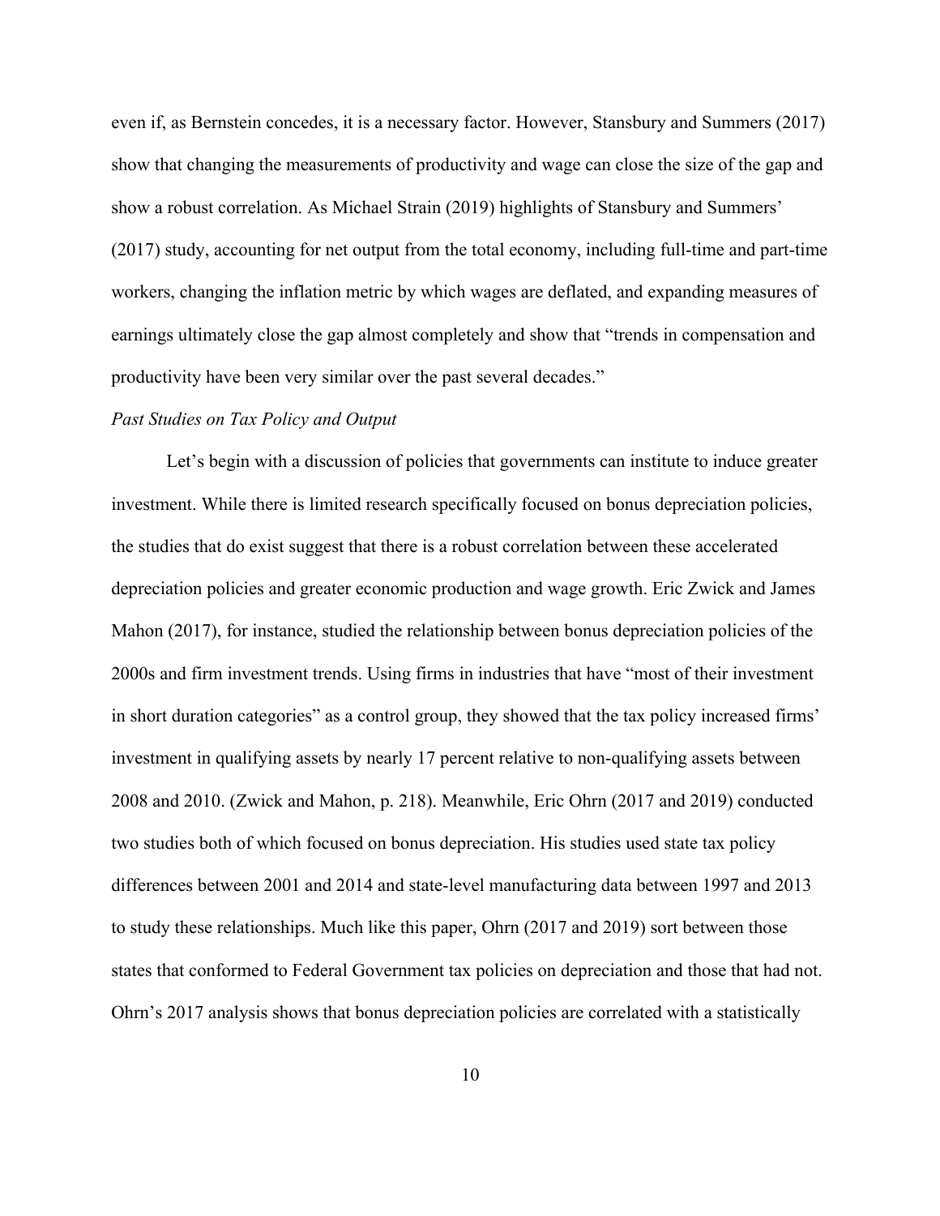even if, as Bernstein concedes, it is a necessary factor. However, Stansbury and Summers (2017) show that changing the measurements of productivity and wage can close the size of the gap and show a robust correlation. As Michael Strain (2019) highlights of Stansbury and Summers' (2017) study, accounting for net output from the total economy, including full-time and part-time workers, changing the inflation metric by which wages are deflated, and expanding measures of earnings ultimately close the gap almost completely and show that "trends in compensation and productivity have been very similar over the past several decades."

*Past Studies on Tax Policy and Output*

Let's begin with a discussion of policies that governments can institute to induce greater investment. While there is limited research specifically focused on bonus depreciation policies, the studies that do exist suggest that there is a robust correlation between these accelerated depreciation policies and greater economic production and wage growth. Eric Zwick and James Mahon (2017), for instance, studied the relationship between bonus depreciation policies of the 2000s and firm investment trends. Using firms in industries that have "most of their investment in short duration categories" as a control group, they showed that the tax policy increased firms' investment in qualifying assets by nearly 17 percent relative to non-qualifying assets between 2008 and 2010. (Zwick and Mahon, p. 218). Meanwhile, Eric Ohrn (2017 and 2019) conducted two studies both of which focused on bonus depreciation. His studies used state tax policy differences between 2001 and 2014 and state-level manufacturing data between 1997 and 2013 to study these relationships. Much like this paper, Ohrn (2017 and 2019) sort between those states that conformed to Federal Government tax policies on depreciation and those that had not. Ohrn's 2017 analysis shows that bonus depreciation policies are correlated with a statistically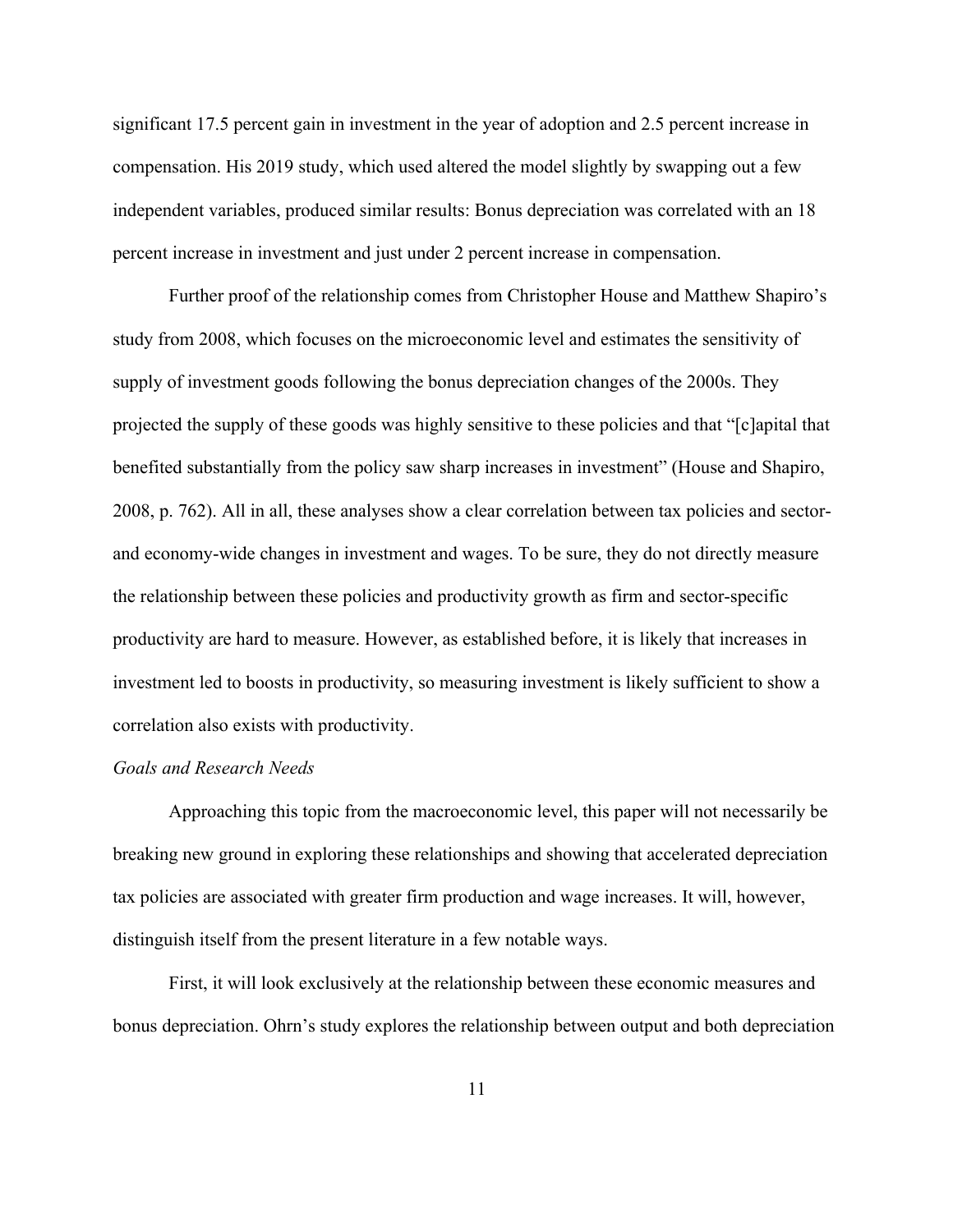significant 17.5 percent gain in investment in the year of adoption and 2.5 percent increase in compensation. His 2019 study, which used altered the model slightly by swapping out a few independent variables, produced similar results: Bonus depreciation was correlated with an 18 percent increase in investment and just under 2 percent increase in compensation.

Further proof of the relationship comes from Christopher House and Matthew Shapiro's study from 2008, which focuses on the microeconomic level and estimates the sensitivity of supply of investment goods following the bonus depreciation changes of the 2000s. They projected the supply of these goods was highly sensitive to these policies and that "[c]apital that benefited substantially from the policy saw sharp increases in investment" (House and Shapiro, 2008, p. 762). All in all, these analyses show a clear correlation between tax policies and sector- and economy-wide changes in investment and wages. To be sure, they do not directly measure the relationship between these policies and productivity growth as firm and sector-specific productivity are hard to measure. However, as established before, it is likely that increases in investment led to boosts in productivity, so measuring investment is likely sufficient to show a correlation also exists with productivity.

*Goals and Research Needs*

Approaching this topic from the macroeconomic level, this paper will not necessarily be breaking new ground in exploring these relationships and showing that accelerated depreciation tax policies are associated with greater firm production and wage increases. It will, however, distinguish itself from the present literature in a few notable ways.

First, it will look exclusively at the relationship between these economic measures and bonus depreciation. Ohrn's study explores the relationship between output and both depreciation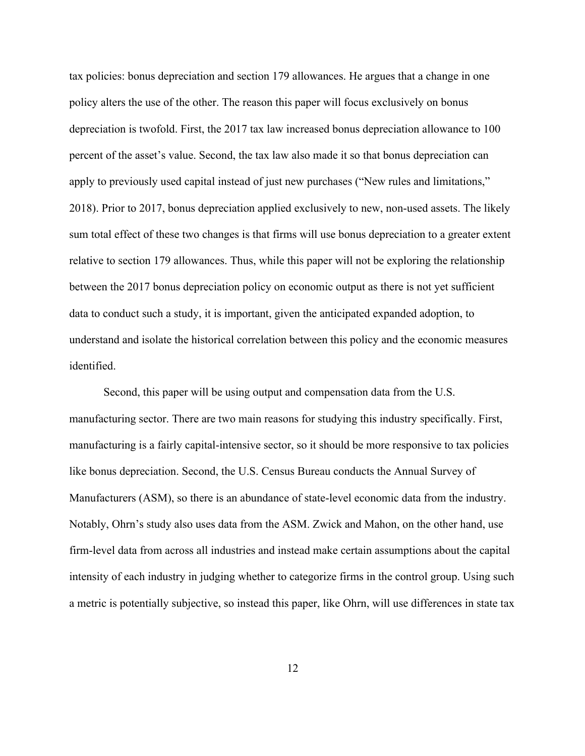tax policies: bonus depreciation and section 179 allowances. He argues that a change in one policy alters the use of the other. The reason this paper will focus exclusively on bonus depreciation is twofold. First, the 2017 tax law increased bonus depreciation allowance to 100 percent of the asset's value. Second, the tax law also made it so that bonus depreciation can apply to previously used capital instead of just new purchases ("New rules and limitations," 2018). Prior to 2017, bonus depreciation applied exclusively to new, non-used assets. The likely sum total effect of these two changes is that firms will use bonus depreciation to a greater extent relative to section 179 allowances. Thus, while this paper will not be exploring the relationship between the 2017 bonus depreciation policy on economic output as there is not yet sufficient data to conduct such a study, it is important, given the anticipated expanded adoption, to understand and isolate the historical correlation between this policy and the economic measures identified.

Second, this paper will be using output and compensation data from the U.S. manufacturing sector. There are two main reasons for studying this industry specifically. First, manufacturing is a fairly capital-intensive sector, so it should be more responsive to tax policies like bonus depreciation. Second, the U.S. Census Bureau conducts the Annual Survey of Manufacturers (ASM), so there is an abundance of state-level economic data from the industry. Notably, Ohrn's study also uses data from the ASM. Zwick and Mahon, on the other hand, use firm-level data from across all industries and instead make certain assumptions about the capital intensity of each industry in judging whether to categorize firms in the control group. Using such a metric is potentially subjective, so instead this paper, like Ohrn, will use differences in state tax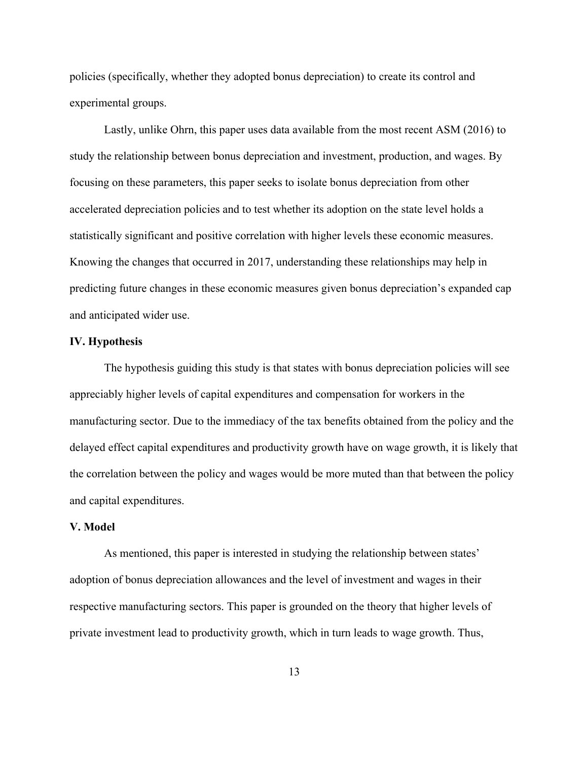policies (specifically, whether they adopted bonus depreciation) to create its control and experimental groups.

Lastly, unlike Ohrn, this paper uses data available from the most recent ASM (2016) to study the relationship between bonus depreciation and investment, production, and wages. By focusing on these parameters, this paper seeks to isolate bonus depreciation from other accelerated depreciation policies and to test whether its adoption on the state level holds a statistically significant and positive correlation with higher levels these economic measures. Knowing the changes that occurred in 2017, understanding these relationships may help in predicting future changes in these economic measures given bonus depreciation's expanded cap and anticipated wider use.

## IV. Hypothesis

The hypothesis guiding this study is that states with bonus depreciation policies will see appreciably higher levels of capital expenditures and compensation for workers in the manufacturing sector. Due to the immediacy of the tax benefits obtained from the policy and the delayed effect capital expenditures and productivity growth have on wage growth, it is likely that the correlation between the policy and wages would be more muted than that between the policy and capital expenditures.

## V. Model

As mentioned, this paper is interested in studying the relationship between states' adoption of bonus depreciation allowances and the level of investment and wages in their respective manufacturing sectors. This paper is grounded on the theory that higher levels of private investment lead to productivity growth, which in turn leads to wage growth. Thus,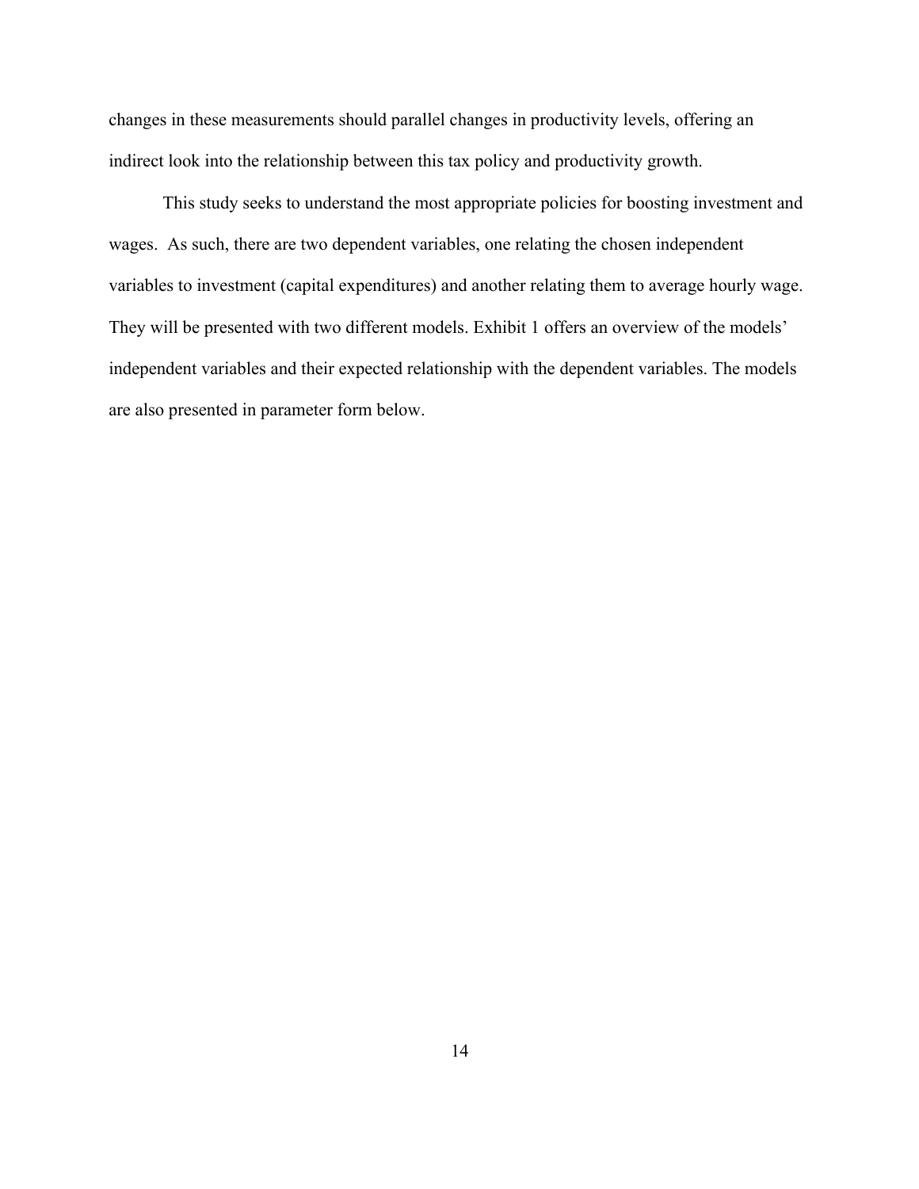changes in these measurements should parallel changes in productivity levels, offering an indirect look into the relationship between this tax policy and productivity growth.

This study seeks to understand the most appropriate policies for boosting investment and wages. As such, there are two dependent variables, one relating the chosen independent variables to investment (capital expenditures) and another relating them to average hourly wage. They will be presented with two different models. Exhibit 1 offers an overview of the models' independent variables and their expected relationship with the dependent variables. The models are also presented in parameter form below.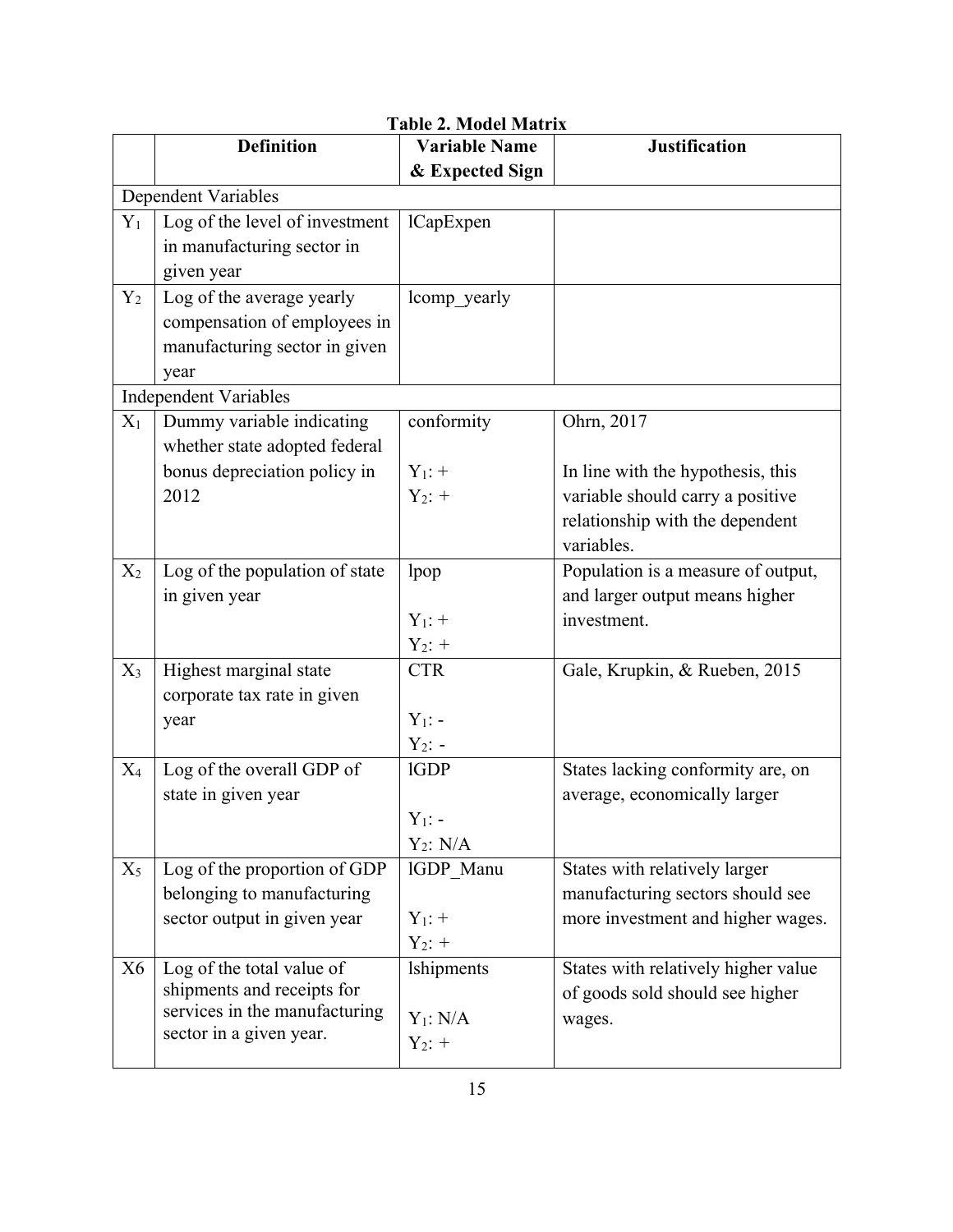**Table 2. Model Matrix**

| | Definition | Variable Name & Expected Sign | Justification |
|---|---|---|---|
| Dependent Variables | | | |
| $Y_1$ | Log of the level of investment in manufacturing sector in given year | lCapExpen | |
| $Y_2$ | Log of the average yearly compensation of employees in manufacturing sector in given year | lcomp_yearly | |
| Independent Variables | | | |
| $X_1$ | Dummy variable indicating whether state adopted federal bonus depreciation policy in 2012 | conformity<br><br>$Y_1$: +<br>$Y_2$: + | Ohrn, 2017<br><br>In line with the hypothesis, this variable should carry a positive relationship with the dependent variables. |
| $X_2$ | Log of the population of state in given year | lpop<br><br>$Y_1$: +<br>$Y_2$: + | Population is a measure of output, and larger output means higher investment. |
| $X_3$ | Highest marginal state corporate tax rate in given year | CTR<br><br>$Y_1$: -<br>$Y_2$: - | Gale, Krupkin, & Rueben, 2015 |
| $X_4$ | Log of the overall GDP of state in given year | lGDP<br><br>$Y_1$: -<br>$Y_2$: N/A | States lacking conformity are, on average, economically larger |
| $X_5$ | Log of the proportion of GDP belonging to manufacturing sector output in given year | lGDP_Manu<br><br>$Y_1$: +<br>$Y_2$: + | States with relatively larger manufacturing sectors should see more investment and higher wages. |
| X6 | Log of the total value of shipments and receipts for services in the manufacturing sector in a given year. | lshipments<br><br>$Y_1$: N/A<br>$Y_2$: + | States with relatively higher value of goods sold should see higher wages. |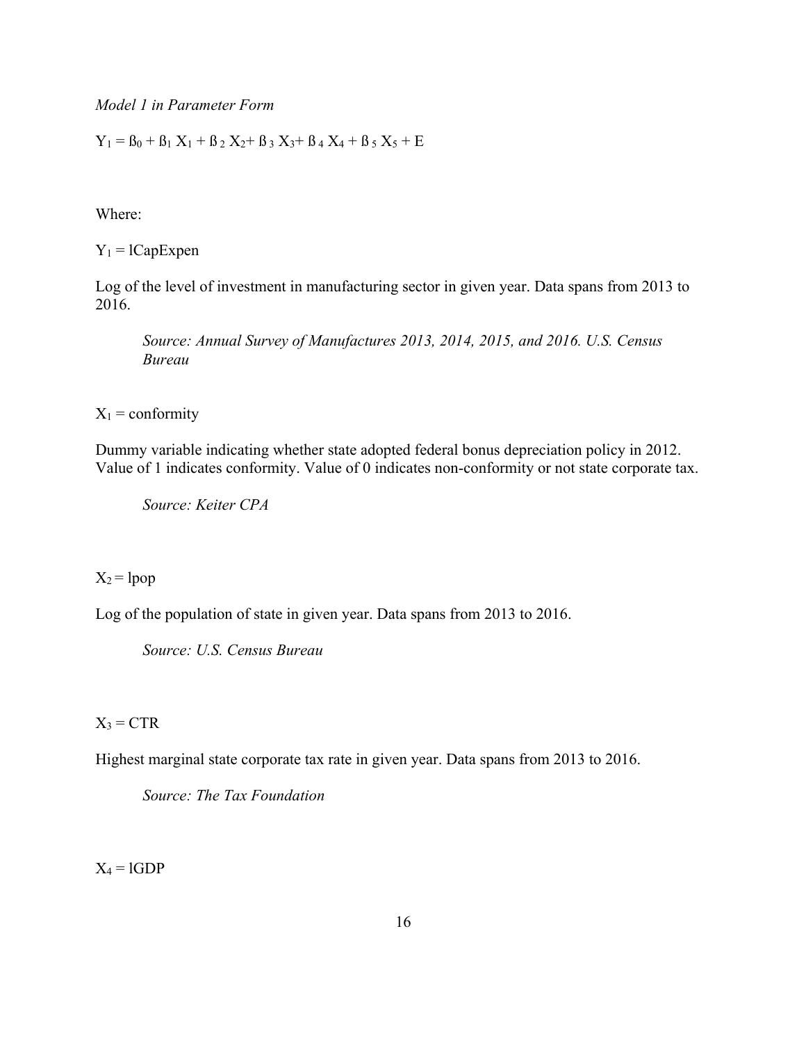*Model 1 in Parameter Form*

$$Y_1 = ß_0 + ß_1 X_1 + ß_2 X_2 + ß_3 X_3 + ß_4 X_4 + ß_5 X_5 + E$$

Where:

$Y_1$ = lCapExpen

Log of the level of investment in manufacturing sector in given year. Data spans from 2013 to 2016.

> *Source: Annual Survey of Manufactures 2013, 2014, 2015, and 2016. U.S. Census Bureau*

$X_1$ = conformity

Dummy variable indicating whether state adopted federal bonus depreciation policy in 2012. Value of 1 indicates conformity. Value of 0 indicates non-conformity or not state corporate tax.

> *Source: Keiter CPA*

$X_2$ = lpop

Log of the population of state in given year. Data spans from 2013 to 2016.

> *Source: U.S. Census Bureau*

$X_3$ = CTR

Highest marginal state corporate tax rate in given year. Data spans from 2013 to 2016.

> *Source: The Tax Foundation*

$X_4$ = lGDP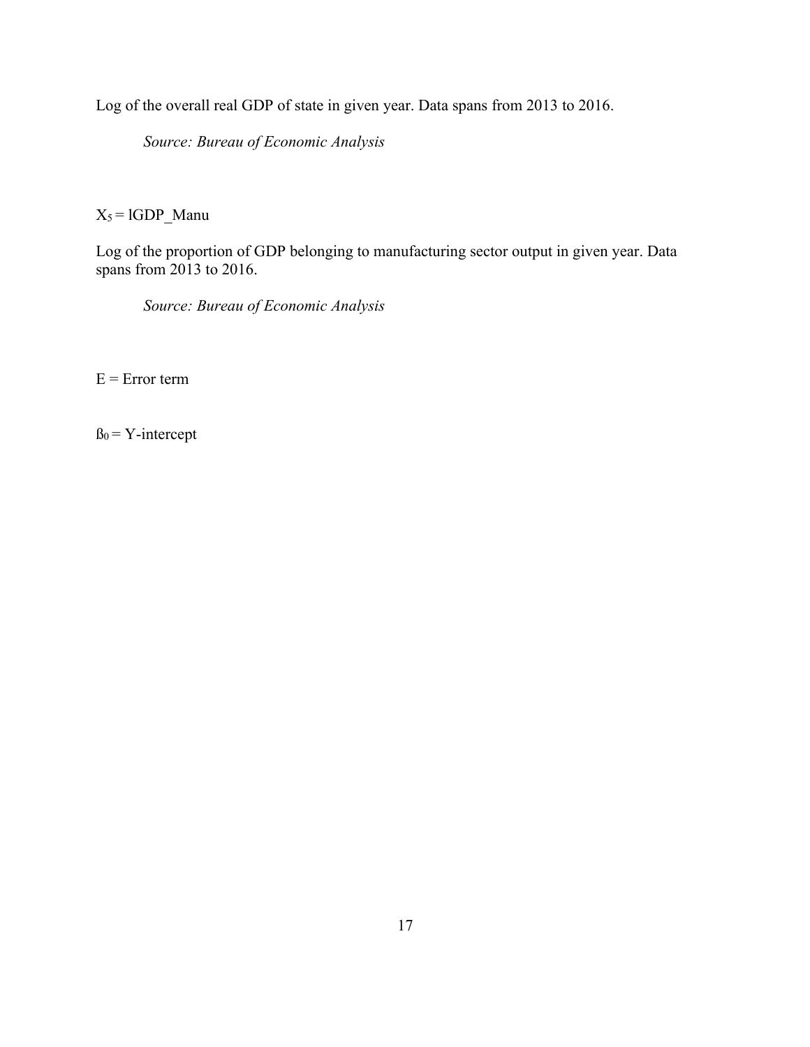Log of the overall real GDP of state in given year. Data spans from 2013 to 2016.

*Source: Bureau of Economic Analysis*

$X_5$ = lGDP_Manu

Log of the proportion of GDP belonging to manufacturing sector output in given year. Data spans from 2013 to 2016.

*Source: Bureau of Economic Analysis*

E = Error term

$\beta_0$ = Y-intercept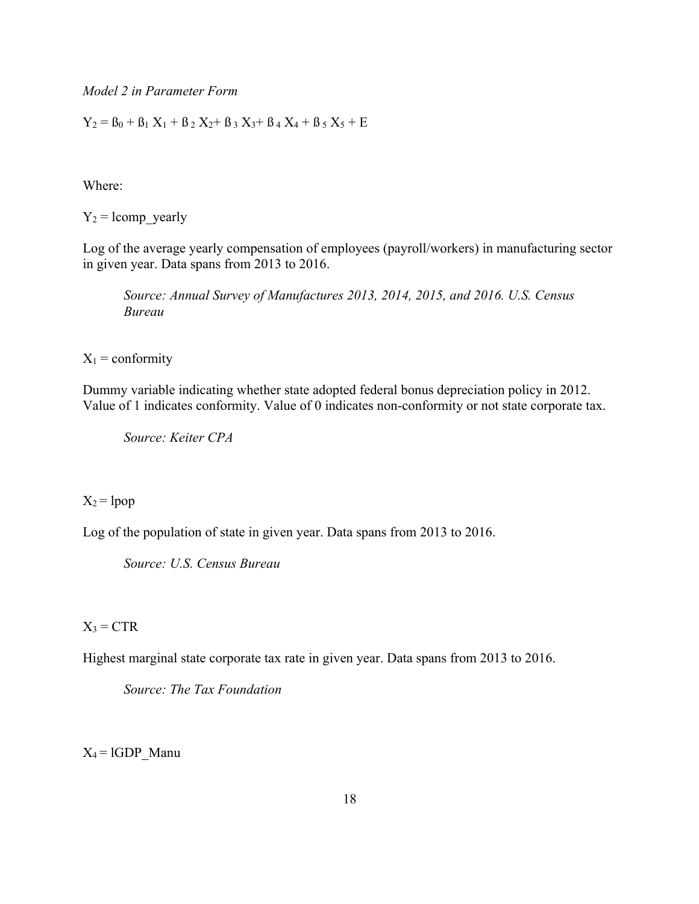*Model 2 in Parameter Form*

$Y_2 = ß_0 + ß_1 X_1 + ß_2 X_2 + ß_3 X_3 + ß_4 X_4 + ß_5 X_5 + E$

Where:

$Y_2$ = lcomp_yearly

Log of the average yearly compensation of employees (payroll/workers) in manufacturing sector in given year. Data spans from 2013 to 2016.

> *Source: Annual Survey of Manufactures 2013, 2014, 2015, and 2016. U.S. Census Bureau*

$X_1$ = conformity

Dummy variable indicating whether state adopted federal bonus depreciation policy in 2012. Value of 1 indicates conformity. Value of 0 indicates non-conformity or not state corporate tax.

> *Source: Keiter CPA*

$X_2$ = lpop

Log of the population of state in given year. Data spans from 2013 to 2016.

> *Source: U.S. Census Bureau*

$X_3$ = CTR

Highest marginal state corporate tax rate in given year. Data spans from 2013 to 2016.

> *Source: The Tax Foundation*

$X_4$ = lGDP_Manu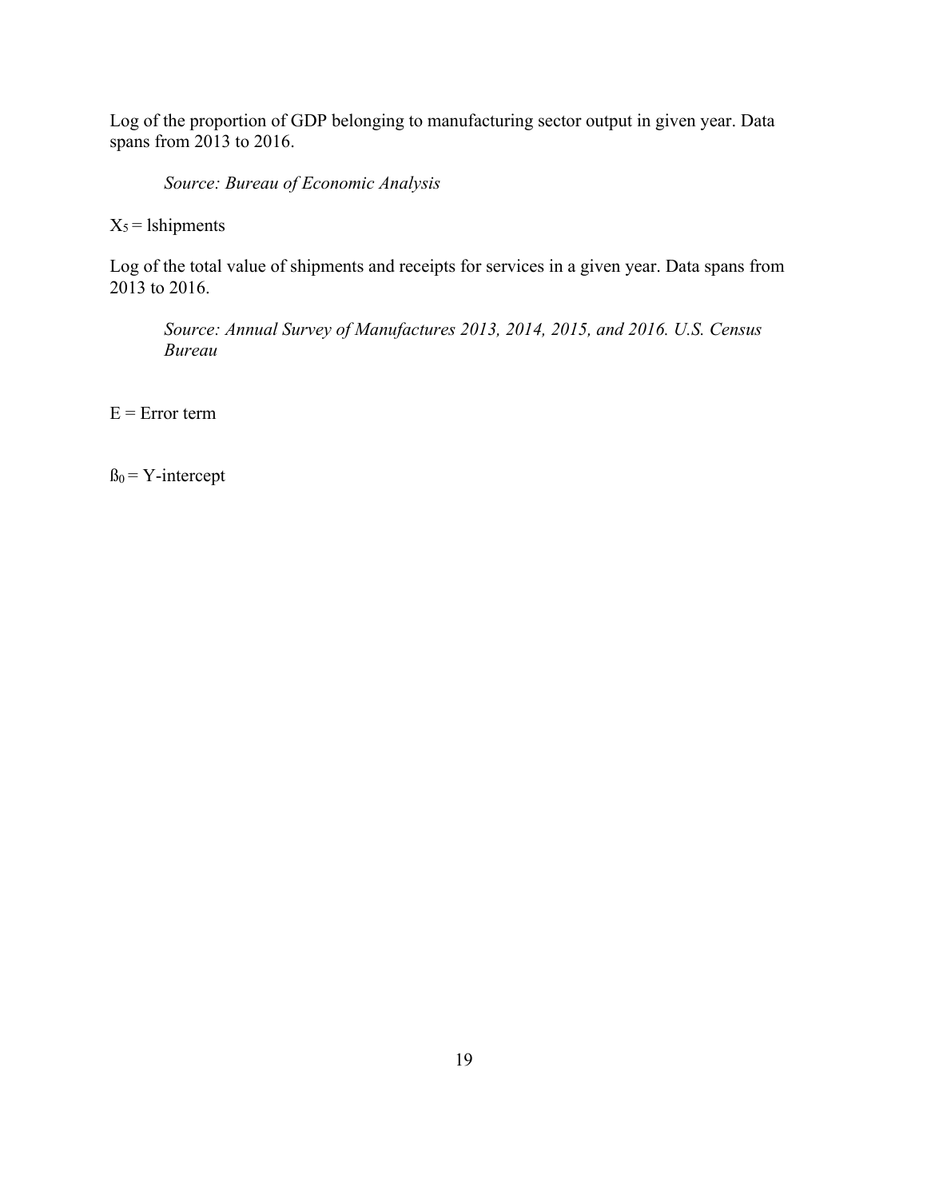Log of the proportion of GDP belonging to manufacturing sector output in given year. Data spans from 2013 to 2016.

> *Source: Bureau of Economic Analysis*

$X_5$ = lshipments

Log of the total value of shipments and receipts for services in a given year. Data spans from 2013 to 2016.

> *Source: Annual Survey of Manufactures 2013, 2014, 2015, and 2016. U.S. Census Bureau*

E = Error term

$ß_0$ = Y-intercept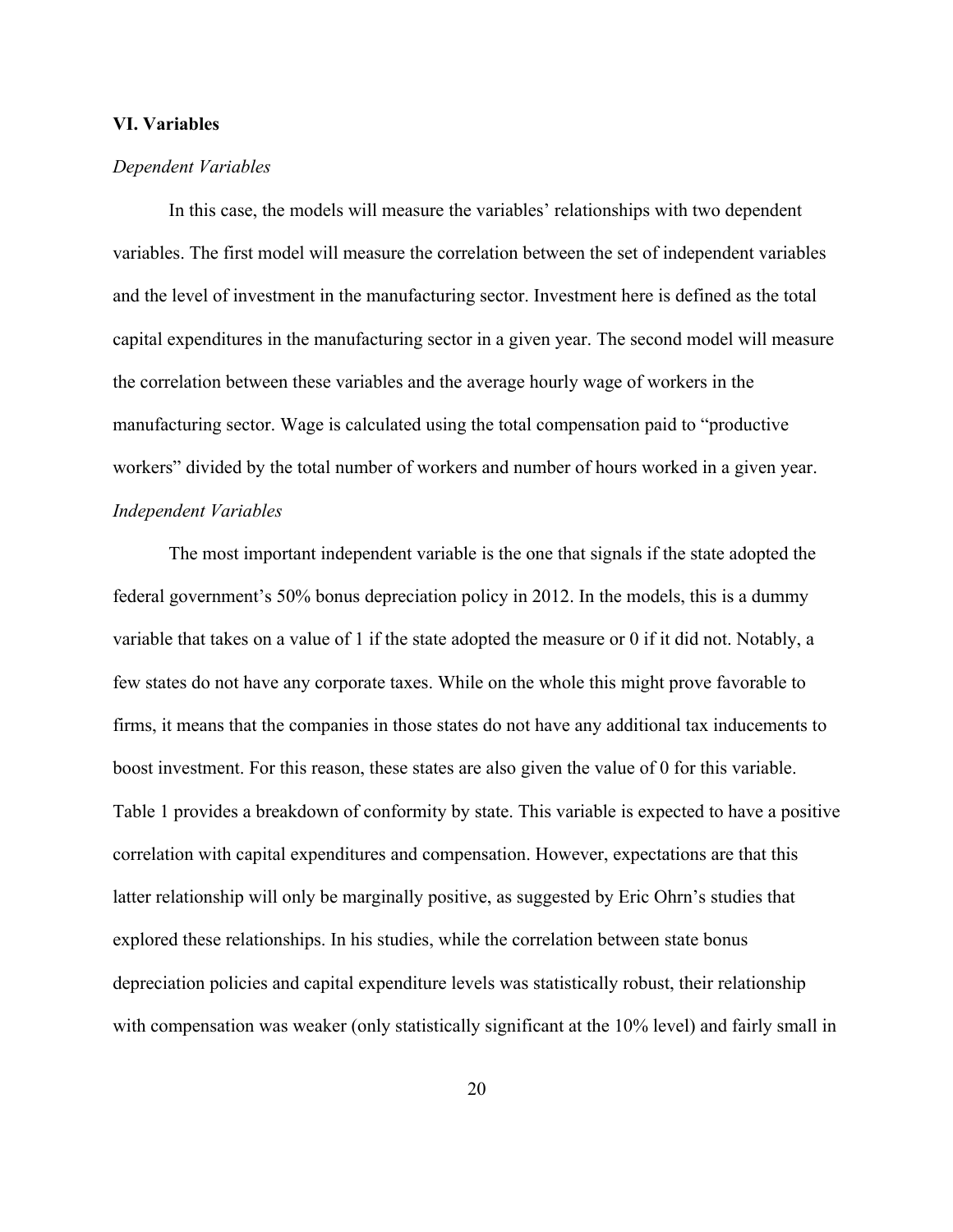## VI. Variables

### *Dependent Variables*

In this case, the models will measure the variables' relationships with two dependent variables. The first model will measure the correlation between the set of independent variables and the level of investment in the manufacturing sector. Investment here is defined as the total capital expenditures in the manufacturing sector in a given year. The second model will measure the correlation between these variables and the average hourly wage of workers in the manufacturing sector. Wage is calculated using the total compensation paid to "productive workers" divided by the total number of workers and number of hours worked in a given year.

### *Independent Variables*

The most important independent variable is the one that signals if the state adopted the federal government's 50% bonus depreciation policy in 2012. In the models, this is a dummy variable that takes on a value of 1 if the state adopted the measure or 0 if it did not. Notably, a few states do not have any corporate taxes. While on the whole this might prove favorable to firms, it means that the companies in those states do not have any additional tax inducements to boost investment. For this reason, these states are also given the value of 0 for this variable. Table 1 provides a breakdown of conformity by state. This variable is expected to have a positive correlation with capital expenditures and compensation. However, expectations are that this latter relationship will only be marginally positive, as suggested by Eric Ohrn's studies that explored these relationships. In his studies, while the correlation between state bonus depreciation policies and capital expenditure levels was statistically robust, their relationship with compensation was weaker (only statistically significant at the 10% level) and fairly small in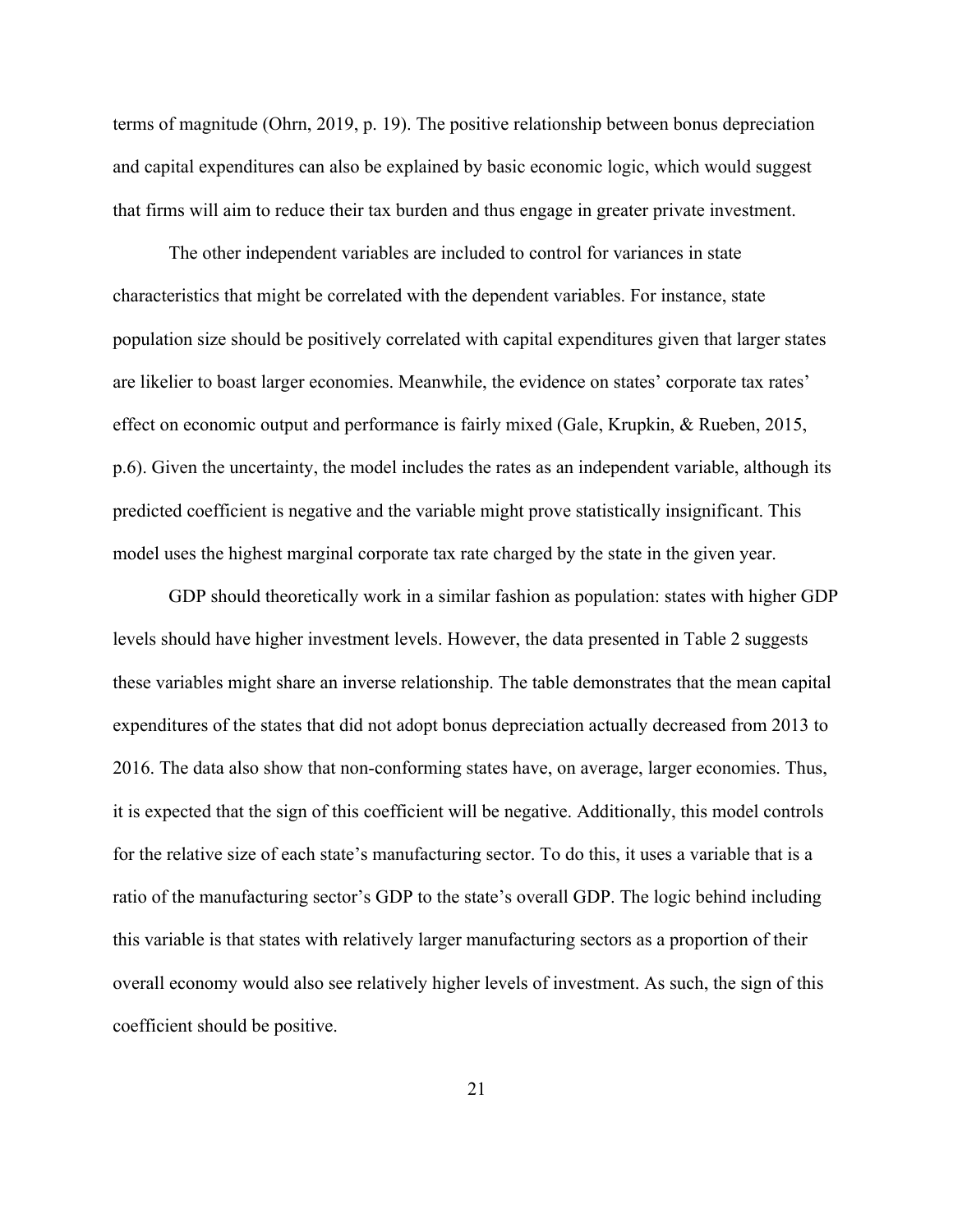terms of magnitude (Ohrn, 2019, p. 19). The positive relationship between bonus depreciation and capital expenditures can also be explained by basic economic logic, which would suggest that firms will aim to reduce their tax burden and thus engage in greater private investment.

The other independent variables are included to control for variances in state characteristics that might be correlated with the dependent variables. For instance, state population size should be positively correlated with capital expenditures given that larger states are likelier to boast larger economies. Meanwhile, the evidence on states' corporate tax rates' effect on economic output and performance is fairly mixed (Gale, Krupkin, & Rueben, 2015, p.6). Given the uncertainty, the model includes the rates as an independent variable, although its predicted coefficient is negative and the variable might prove statistically insignificant. This model uses the highest marginal corporate tax rate charged by the state in the given year.

GDP should theoretically work in a similar fashion as population: states with higher GDP levels should have higher investment levels. However, the data presented in Table 2 suggests these variables might share an inverse relationship. The table demonstrates that the mean capital expenditures of the states that did not adopt bonus depreciation actually decreased from 2013 to 2016. The data also show that non-conforming states have, on average, larger economies. Thus, it is expected that the sign of this coefficient will be negative. Additionally, this model controls for the relative size of each state's manufacturing sector. To do this, it uses a variable that is a ratio of the manufacturing sector's GDP to the state's overall GDP. The logic behind including this variable is that states with relatively larger manufacturing sectors as a proportion of their overall economy would also see relatively higher levels of investment. As such, the sign of this coefficient should be positive.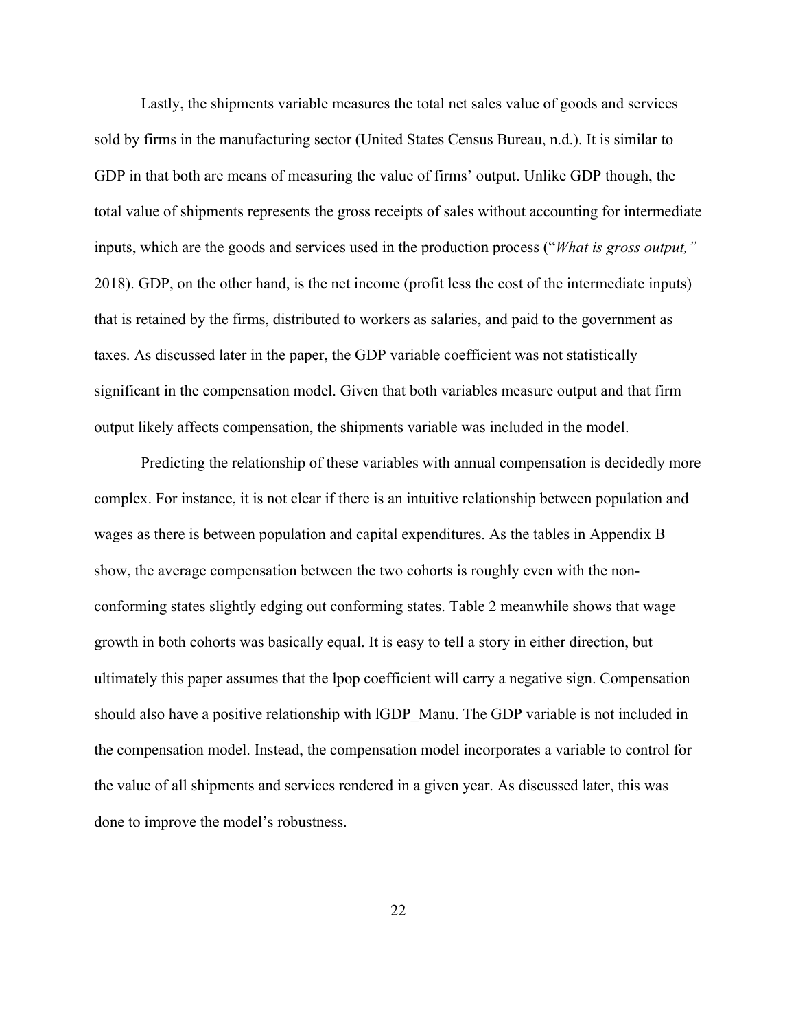Lastly, the shipments variable measures the total net sales value of goods and services sold by firms in the manufacturing sector (United States Census Bureau, n.d.). It is similar to GDP in that both are means of measuring the value of firms' output. Unlike GDP though, the total value of shipments represents the gross receipts of sales without accounting for intermediate inputs, which are the goods and services used in the production process ("*What is gross output,"* 2018). GDP, on the other hand, is the net income (profit less the cost of the intermediate inputs) that is retained by the firms, distributed to workers as salaries, and paid to the government as taxes. As discussed later in the paper, the GDP variable coefficient was not statistically significant in the compensation model. Given that both variables measure output and that firm output likely affects compensation, the shipments variable was included in the model.

Predicting the relationship of these variables with annual compensation is decidedly more complex. For instance, it is not clear if there is an intuitive relationship between population and wages as there is between population and capital expenditures. As the tables in Appendix B show, the average compensation between the two cohorts is roughly even with the non-conforming states slightly edging out conforming states. Table 2 meanwhile shows that wage growth in both cohorts was basically equal. It is easy to tell a story in either direction, but ultimately this paper assumes that the lpop coefficient will carry a negative sign. Compensation should also have a positive relationship with lGDP_Manu. The GDP variable is not included in the compensation model. Instead, the compensation model incorporates a variable to control for the value of all shipments and services rendered in a given year. As discussed later, this was done to improve the model's robustness.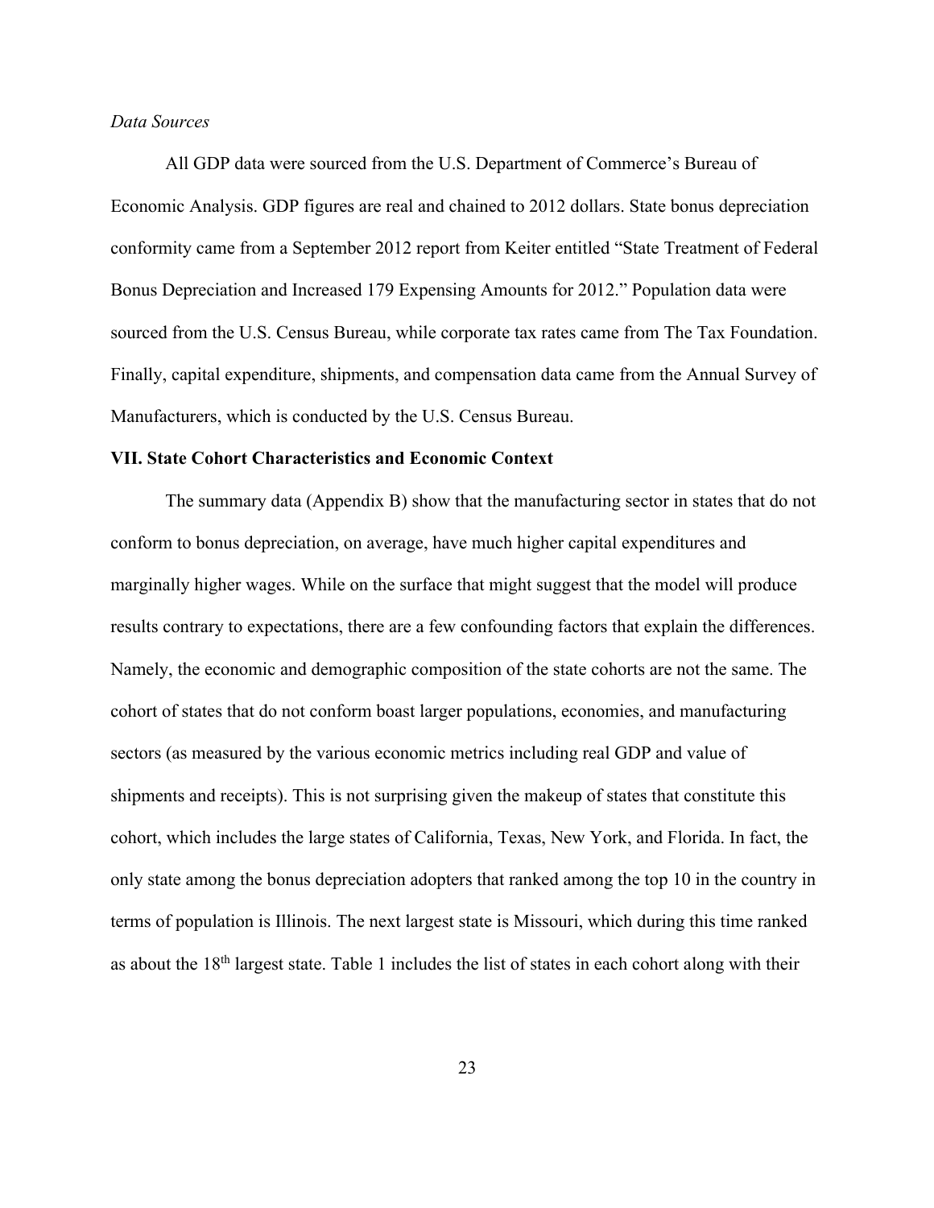*Data Sources*

All GDP data were sourced from the U.S. Department of Commerce's Bureau of Economic Analysis. GDP figures are real and chained to 2012 dollars. State bonus depreciation conformity came from a September 2012 report from Keiter entitled "State Treatment of Federal Bonus Depreciation and Increased 179 Expensing Amounts for 2012." Population data were sourced from the U.S. Census Bureau, while corporate tax rates came from The Tax Foundation. Finally, capital expenditure, shipments, and compensation data came from the Annual Survey of Manufacturers, which is conducted by the U.S. Census Bureau.

**VII. State Cohort Characteristics and Economic Context**

The summary data (Appendix B) show that the manufacturing sector in states that do not conform to bonus depreciation, on average, have much higher capital expenditures and marginally higher wages. While on the surface that might suggest that the model will produce results contrary to expectations, there are a few confounding factors that explain the differences. Namely, the economic and demographic composition of the state cohorts are not the same. The cohort of states that do not conform boast larger populations, economies, and manufacturing sectors (as measured by the various economic metrics including real GDP and value of shipments and receipts). This is not surprising given the makeup of states that constitute this cohort, which includes the large states of California, Texas, New York, and Florida. In fact, the only state among the bonus depreciation adopters that ranked among the top 10 in the country in terms of population is Illinois. The next largest state is Missouri, which during this time ranked as about the 18th largest state. Table 1 includes the list of states in each cohort along with their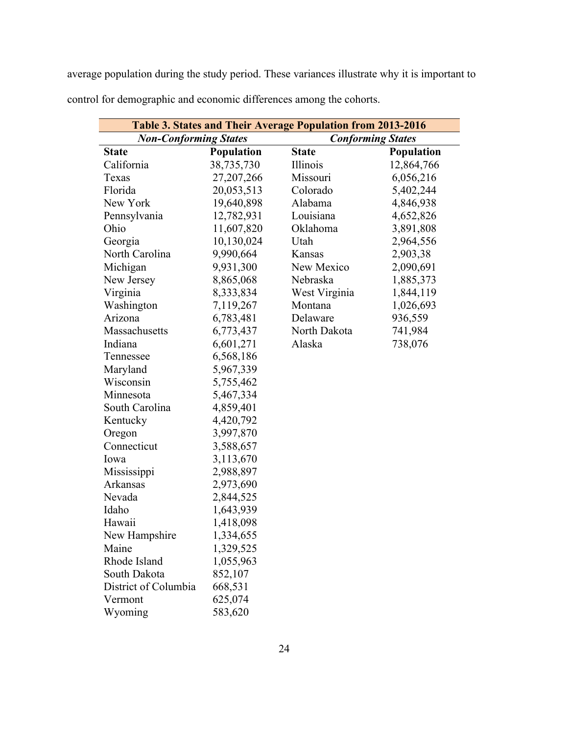average population during the study period. These variances illustrate why it is important to control for demographic and economic differences among the cohorts.

| **Table 3. States and Their Average Population from 2013-2016** | | | |
|---|---|---|---|
| ***Non-Conforming States*** | | ***Conforming States*** | |
| **State** | **Population** | **State** | **Population** |
| California | 38,735,730 | Illinois | 12,864,766 |
| Texas | 27,207,266 | Missouri | 6,056,216 |
| Florida | 20,053,513 | Colorado | 5,402,244 |
| New York | 19,640,898 | Alabama | 4,846,938 |
| Pennsylvania | 12,782,931 | Louisiana | 4,652,826 |
| Ohio | 11,607,820 | Oklahoma | 3,891,808 |
| Georgia | 10,130,024 | Utah | 2,964,556 |
| North Carolina | 9,990,664 | Kansas | 2,903,38 |
| Michigan | 9,931,300 | New Mexico | 2,090,691 |
| New Jersey | 8,865,068 | Nebraska | 1,885,373 |
| Virginia | 8,333,834 | West Virginia | 1,844,119 |
| Washington | 7,119,267 | Montana | 1,026,693 |
| Arizona | 6,783,481 | Delaware | 936,559 |
| Massachusetts | 6,773,437 | North Dakota | 741,984 |
| Indiana | 6,601,271 | Alaska | 738,076 |
| Tennessee | 6,568,186 | | |
| Maryland | 5,967,339 | | |
| Wisconsin | 5,755,462 | | |
| Minnesota | 5,467,334 | | |
| South Carolina | 4,859,401 | | |
| Kentucky | 4,420,792 | | |
| Oregon | 3,997,870 | | |
| Connecticut | 3,588,657 | | |
| Iowa | 3,113,670 | | |
| Mississippi | 2,988,897 | | |
| Arkansas | 2,973,690 | | |
| Nevada | 2,844,525 | | |
| Idaho | 1,643,939 | | |
| Hawaii | 1,418,098 | | |
| New Hampshire | 1,334,655 | | |
| Maine | 1,329,525 | | |
| Rhode Island | 1,055,963 | | |
| South Dakota | 852,107 | | |
| District of Columbia | 668,531 | | |
| Vermont | 625,074 | | |
| Wyoming | 583,620 | | |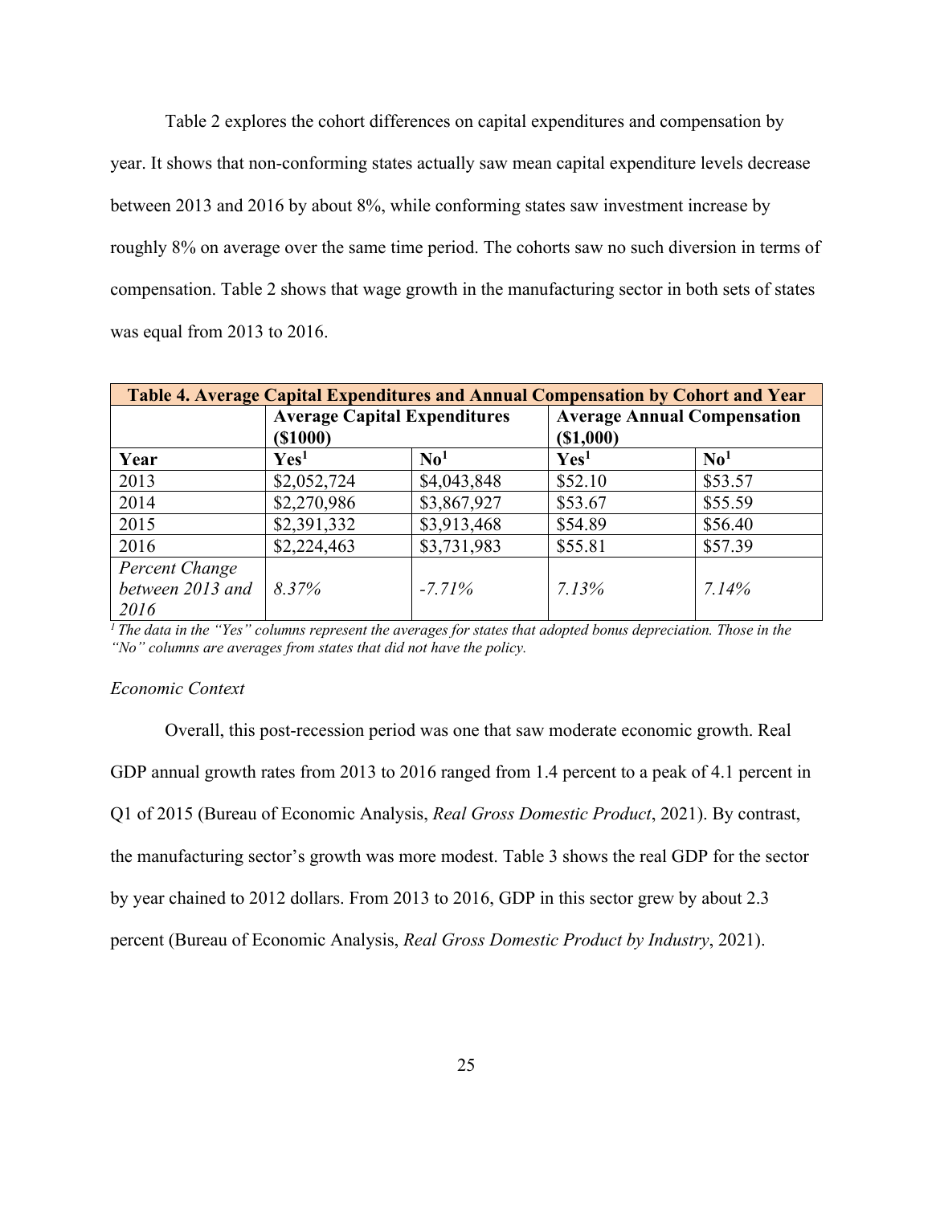Table 2 explores the cohort differences on capital expenditures and compensation by year. It shows that non-conforming states actually saw mean capital expenditure levels decrease between 2013 and 2016 by about 8%, while conforming states saw investment increase by roughly 8% on average over the same time period. The cohorts saw no such diversion in terms of compensation. Table 2 shows that wage growth in the manufacturing sector in both sets of states was equal from 2013 to 2016.

**Table 4. Average Capital Expenditures and Annual Compensation by Cohort and Year**

| | Average Capital Expenditures ($1000) | | Average Annual Compensation ($1,000) | |
|---|---|---|---|---|
| **Year** | **Yes[1]** | **No[1]** | **Yes[1]** | **No[1]** |
| 2013 | $2,052,724 | $4,043,848 | $52.10 | $53.57 |
| 2014 | $2,270,986 | $3,867,927 | $53.67 | $55.59 |
| 2015 | $2,391,332 | $3,913,468 | $54.89 | $56.40 |
| 2016 | $2,224,463 | $3,731,983 | $55.81 | $57.39 |
| *Percent Change between 2013 and 2016* | *8.37%* | *-7.71%* | *7.13%* | *7.14%* |

*[1] The data in the "Yes" columns represent the averages for states that adopted bonus depreciation. Those in the "No" columns are averages from states that did not have the policy.*

*Economic Context*

Overall, this post-recession period was one that saw moderate economic growth. Real GDP annual growth rates from 2013 to 2016 ranged from 1.4 percent to a peak of 4.1 percent in Q1 of 2015 (Bureau of Economic Analysis, *Real Gross Domestic Product*, 2021). By contrast, the manufacturing sector's growth was more modest. Table 3 shows the real GDP for the sector by year chained to 2012 dollars. From 2013 to 2016, GDP in this sector grew by about 2.3 percent (Bureau of Economic Analysis, *Real Gross Domestic Product by Industry*, 2021).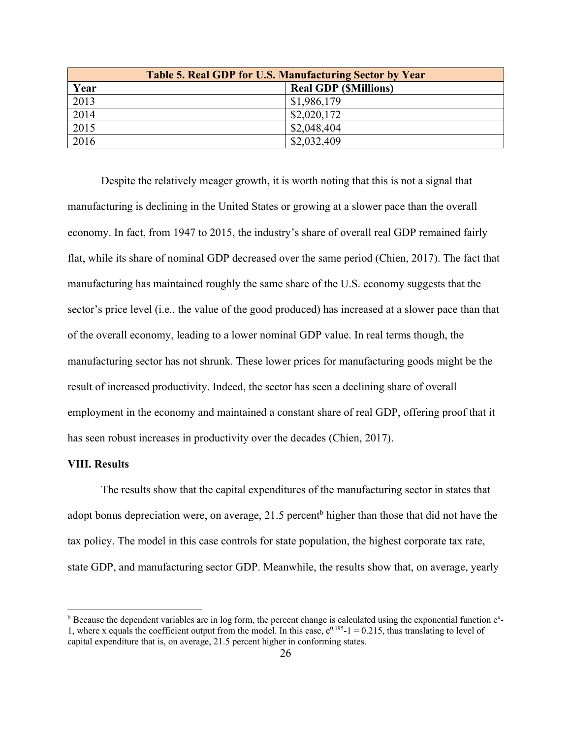| Table 5. Real GDP for U.S. Manufacturing Sector by Year | |
|---|---|
| **Year** | **Real GDP ($Millions)** |
| 2013 | $1,986,179 |
| 2014 | $2,020,172 |
| 2015 | $2,048,404 |
| 2016 | $2,032,409 |

Despite the relatively meager growth, it is worth noting that this is not a signal that manufacturing is declining in the United States or growing at a slower pace than the overall economy. In fact, from 1947 to 2015, the industry's share of overall real GDP remained fairly flat, while its share of nominal GDP decreased over the same period (Chien, 2017). The fact that manufacturing has maintained roughly the same share of the U.S. economy suggests that the sector's price level (i.e., the value of the good produced) has increased at a slower pace than that of the overall economy, leading to a lower nominal GDP value. In real terms though, the manufacturing sector has not shrunk. These lower prices for manufacturing goods might be the result of increased productivity. Indeed, the sector has seen a declining share of overall employment in the economy and maintained a constant share of real GDP, offering proof that it has seen robust increases in productivity over the decades (Chien, 2017).

## VIII. Results

The results show that the capital expenditures of the manufacturing sector in states that adopt bonus depreciation were, on average, 21.5 percent[b] higher than those that did not have the tax policy. The model in this case controls for state population, the highest corporate tax rate, state GDP, and manufacturing sector GDP. Meanwhile, the results show that, on average, yearly

[b] Because the dependent variables are in log form, the percent change is calculated using the exponential function $e^x$-1, where x equals the coefficient output from the model. In this case, $e^{0.195}-1 = 0.215$, thus translating to level of capital expenditure that is, on average, 21.5 percent higher in conforming states.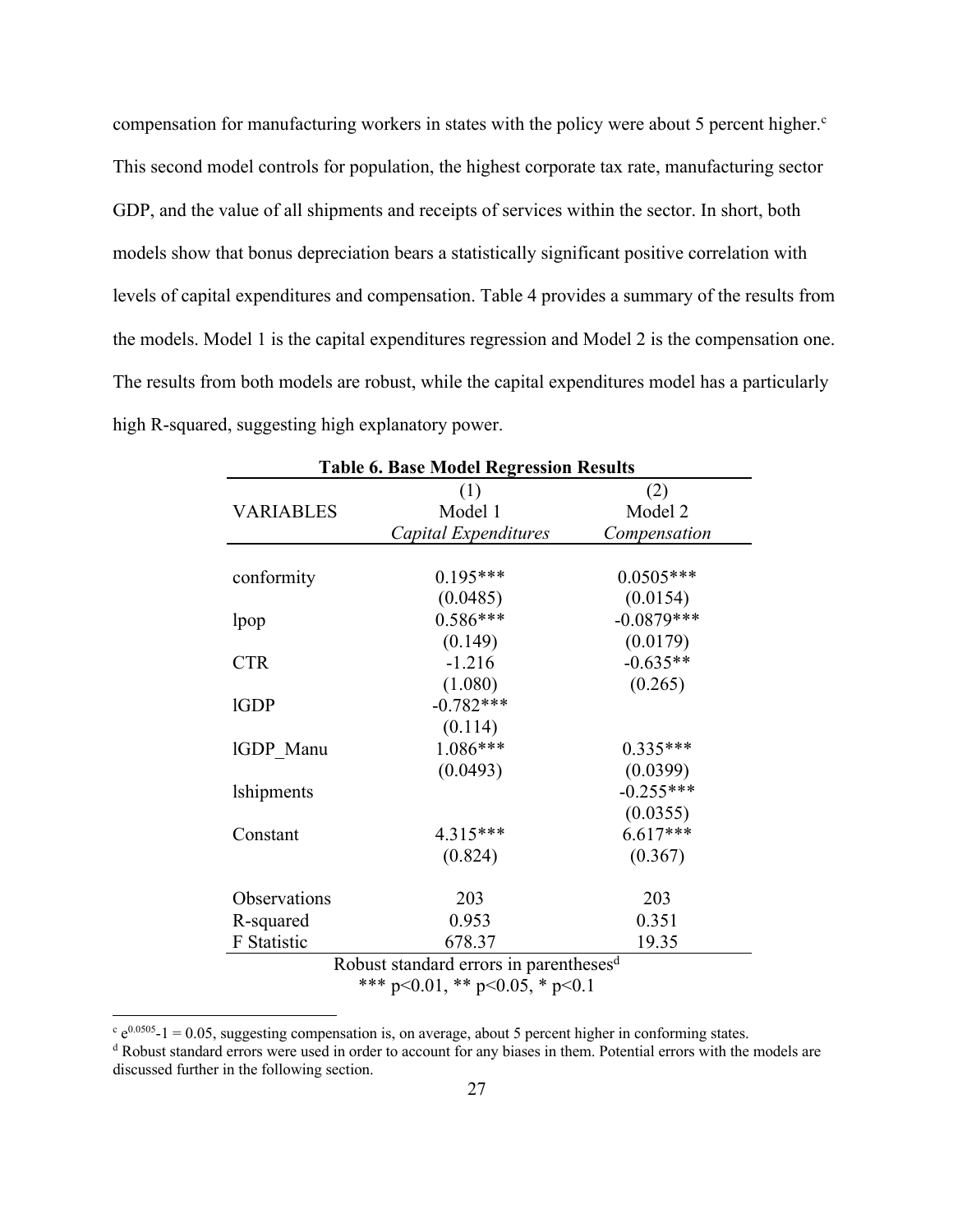compensation for manufacturing workers in states with the policy were about 5 percent higher.[c] This second model controls for population, the highest corporate tax rate, manufacturing sector GDP, and the value of all shipments and receipts of services within the sector. In short, both models show that bonus depreciation bears a statistically significant positive correlation with levels of capital expenditures and compensation. Table 4 provides a summary of the results from the models. Model 1 is the capital expenditures regression and Model 2 is the compensation one. The results from both models are robust, while the capital expenditures model has a particularly high R-squared, suggesting high explanatory power.

**Table 6. Base Model Regression Results**

| VARIABLES | (1) Model 1 *Capital Expenditures* | (2) Model 2 *Compensation* |
|---|---|---|
| conformity | 0.195*** | 0.0505*** |
| | (0.0485) | (0.0154) |
| lpop | 0.586*** | -0.0879*** |
| | (0.149) | (0.0179) |
| CTR | -1.216 | -0.635** |
| | (1.080) | (0.265) |
| lGDP | -0.782*** | |
| | (0.114) | |
| lGDP_Manu | 1.086*** | 0.335*** |
| | (0.0493) | (0.0399) |
| lshipments | | -0.255*** |
| | | (0.0355) |
| Constant | 4.315*** | 6.617*** |
| | (0.824) | (0.367) |
| Observations | 203 | 203 |
| R-squared | 0.953 | 0.351 |
| F Statistic | 678.37 | 19.35 |

Robust standard errors in parentheses[d]

*** p<0.01, ** p<0.05, * p<0.1

[c] $e^{0.0505}-1 = 0.05$, suggesting compensation is, on average, about 5 percent higher in conforming states.

[d] Robust standard errors were used in order to account for any biases in them. Potential errors with the models are discussed further in the following section.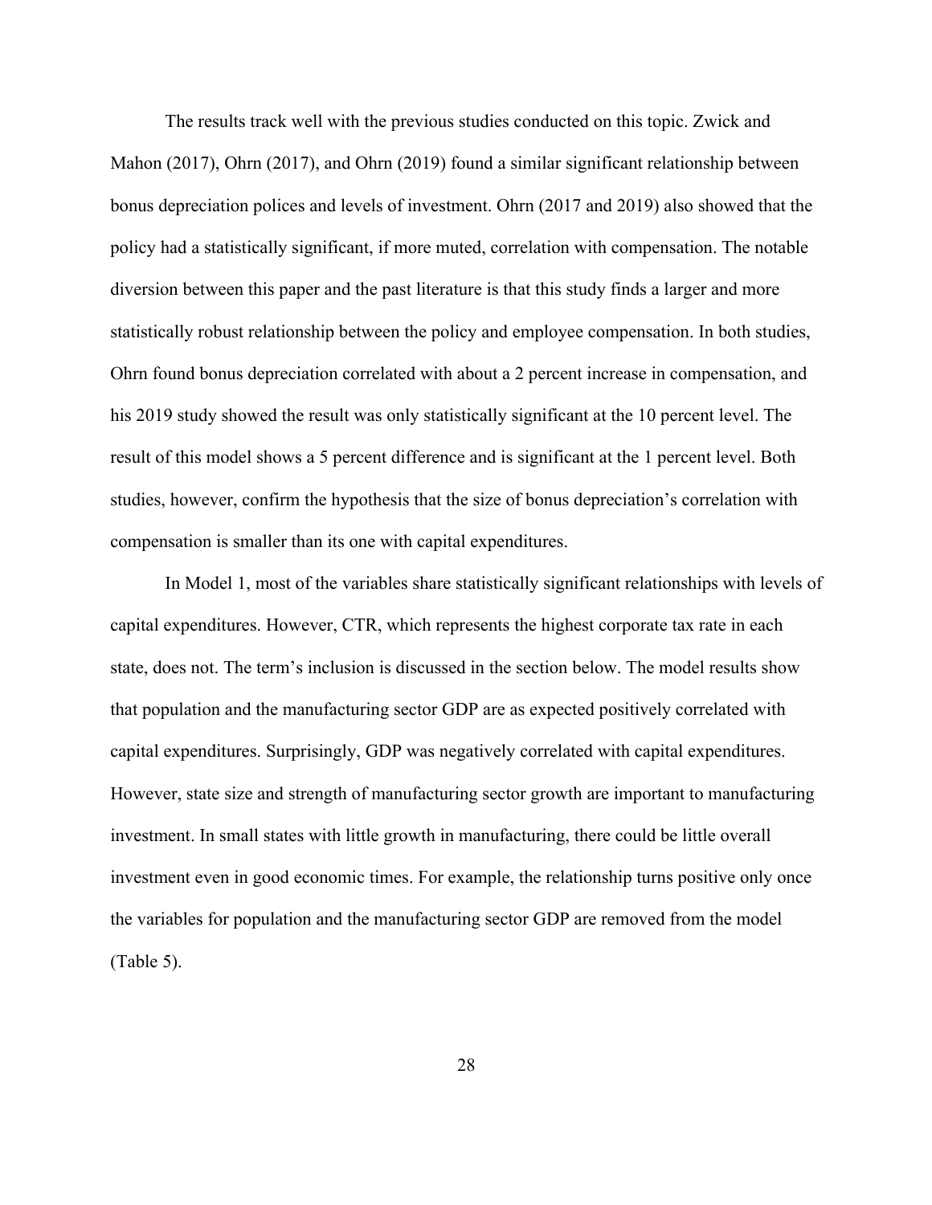The results track well with the previous studies conducted on this topic. Zwick and Mahon (2017), Ohrn (2017), and Ohrn (2019) found a similar significant relationship between bonus depreciation polices and levels of investment. Ohrn (2017 and 2019) also showed that the policy had a statistically significant, if more muted, correlation with compensation. The notable diversion between this paper and the past literature is that this study finds a larger and more statistically robust relationship between the policy and employee compensation. In both studies, Ohrn found bonus depreciation correlated with about a 2 percent increase in compensation, and his 2019 study showed the result was only statistically significant at the 10 percent level. The result of this model shows a 5 percent difference and is significant at the 1 percent level. Both studies, however, confirm the hypothesis that the size of bonus depreciation's correlation with compensation is smaller than its one with capital expenditures.

In Model 1, most of the variables share statistically significant relationships with levels of capital expenditures. However, CTR, which represents the highest corporate tax rate in each state, does not. The term's inclusion is discussed in the section below. The model results show that population and the manufacturing sector GDP are as expected positively correlated with capital expenditures. Surprisingly, GDP was negatively correlated with capital expenditures. However, state size and strength of manufacturing sector growth are important to manufacturing investment. In small states with little growth in manufacturing, there could be little overall investment even in good economic times. For example, the relationship turns positive only once the variables for population and the manufacturing sector GDP are removed from the model (Table 5).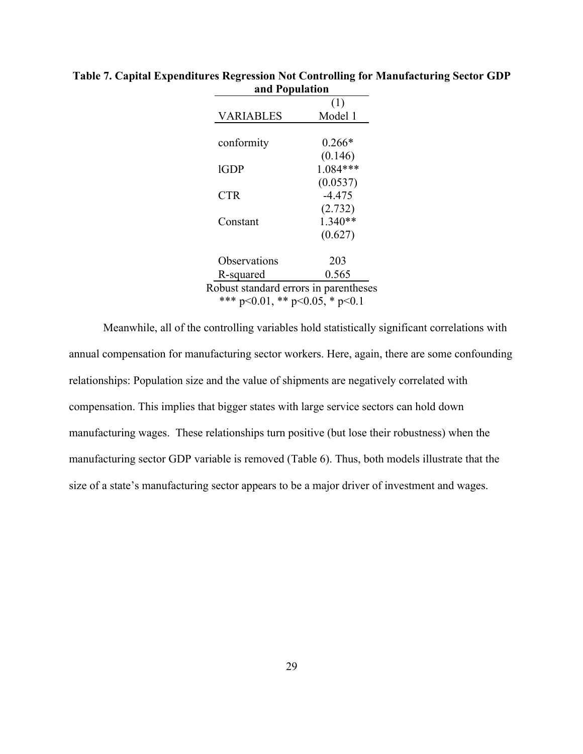**Table 7. Capital Expenditures Regression Not Controlling for Manufacturing Sector GDP and Population**

| | (1) |
|---|---|
| VARIABLES | Model 1 |
| conformity | 0.266* |
| | (0.146) |
| lGDP | 1.084*** |
| | (0.0537) |
| CTR | -4.475 |
| | (2.732) |
| Constant | 1.340** |
| | (0.627) |
| Observations | 203 |
| R-squared | 0.565 |

Robust standard errors in parentheses
*** p<0.01, ** p<0.05, * p<0.1

Meanwhile, all of the controlling variables hold statistically significant correlations with annual compensation for manufacturing sector workers. Here, again, there are some confounding relationships: Population size and the value of shipments are negatively correlated with compensation. This implies that bigger states with large service sectors can hold down manufacturing wages. These relationships turn positive (but lose their robustness) when the manufacturing sector GDP variable is removed (Table 6). Thus, both models illustrate that the size of a state's manufacturing sector appears to be a major driver of investment and wages.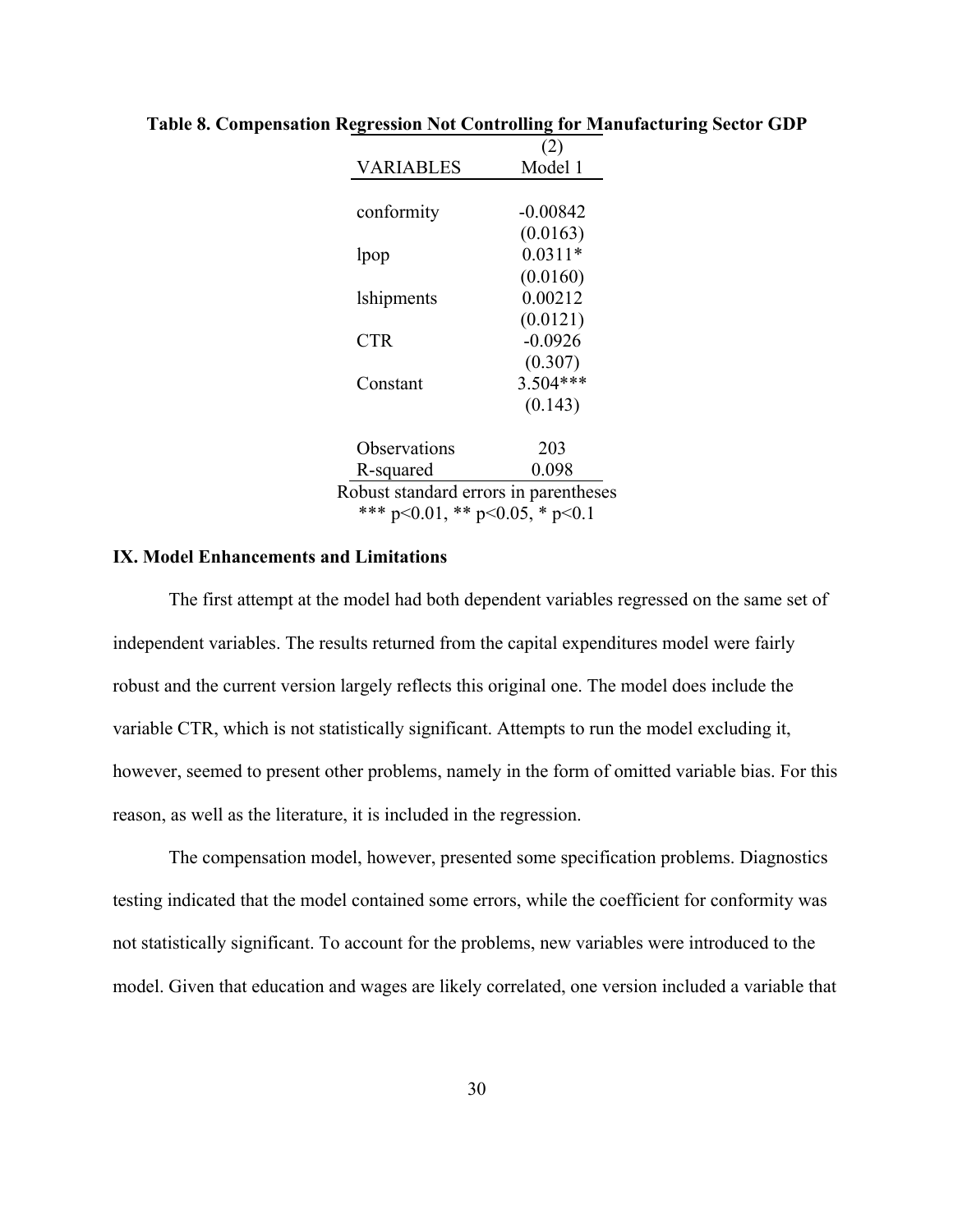**Table 8. Compensation Regression Not Controlling for Manufacturing Sector GDP**

| | (2) |
|---|---|
| VARIABLES | Model 1 |
| | |
| conformity | -0.00842 |
| | (0.0163) |
| lpop | 0.0311* |
| | (0.0160) |
| lshipments | 0.00212 |
| | (0.0121) |
| CTR | -0.0926 |
| | (0.307) |
| Constant | 3.504*** |
| | (0.143) |
| | |
| Observations | 203 |
| R-squared | 0.098 |

Robust standard errors in parentheses
*** $p<0.01$, ** $p<0.05$, * $p<0.1$

### IX. Model Enhancements and Limitations

The first attempt at the model had both dependent variables regressed on the same set of independent variables. The results returned from the capital expenditures model were fairly robust and the current version largely reflects this original one. The model does include the variable CTR, which is not statistically significant. Attempts to run the model excluding it, however, seemed to present other problems, namely in the form of omitted variable bias. For this reason, as well as the literature, it is included in the regression.

The compensation model, however, presented some specification problems. Diagnostics testing indicated that the model contained some errors, while the coefficient for conformity was not statistically significant. To account for the problems, new variables were introduced to the model. Given that education and wages are likely correlated, one version included a variable that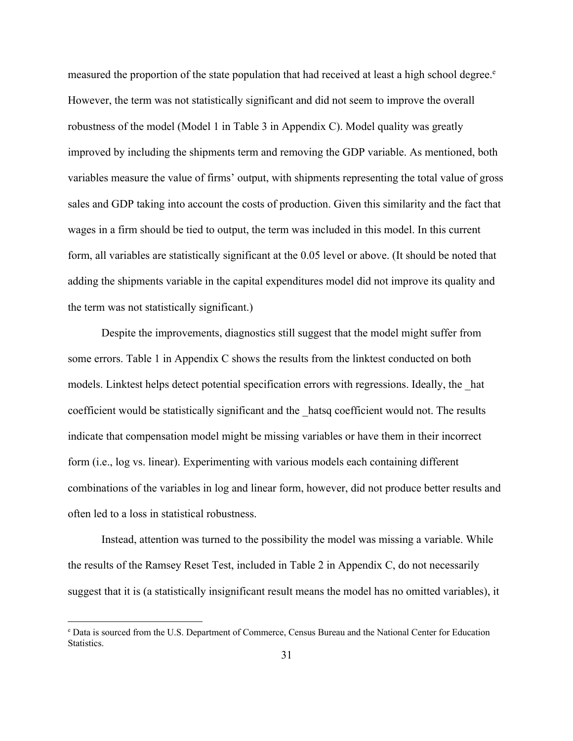measured the proportion of the state population that had received at least a high school degree.[e] However, the term was not statistically significant and did not seem to improve the overall robustness of the model (Model 1 in Table 3 in Appendix C). Model quality was greatly improved by including the shipments term and removing the GDP variable. As mentioned, both variables measure the value of firms' output, with shipments representing the total value of gross sales and GDP taking into account the costs of production. Given this similarity and the fact that wages in a firm should be tied to output, the term was included in this model. In this current form, all variables are statistically significant at the 0.05 level or above. (It should be noted that adding the shipments variable in the capital expenditures model did not improve its quality and the term was not statistically significant.)

Despite the improvements, diagnostics still suggest that the model might suffer from some errors. Table 1 in Appendix C shows the results from the linktest conducted on both models. Linktest helps detect potential specification errors with regressions. Ideally, the _hat coefficient would be statistically significant and the _hatsq coefficient would not. The results indicate that compensation model might be missing variables or have them in their incorrect form (i.e., log vs. linear). Experimenting with various models each containing different combinations of the variables in log and linear form, however, did not produce better results and often led to a loss in statistical robustness.

Instead, attention was turned to the possibility the model was missing a variable. While the results of the Ramsey Reset Test, included in Table 2 in Appendix C, do not necessarily suggest that it is (a statistically insignificant result means the model has no omitted variables), it

---

[e] Data is sourced from the U.S. Department of Commerce, Census Bureau and the National Center for Education Statistics.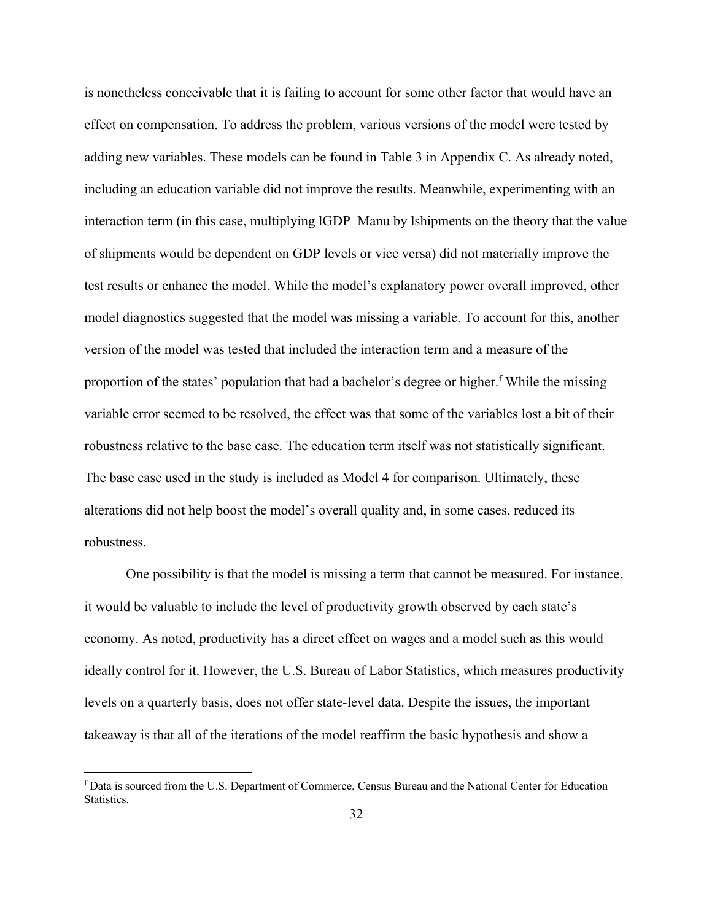is nonetheless conceivable that it is failing to account for some other factor that would have an effect on compensation. To address the problem, various versions of the model were tested by adding new variables. These models can be found in Table 3 in Appendix C. As already noted, including an education variable did not improve the results. Meanwhile, experimenting with an interaction term (in this case, multiplying lGDP_Manu by lshipments on the theory that the value of shipments would be dependent on GDP levels or vice versa) did not materially improve the test results or enhance the model. While the model's explanatory power overall improved, other model diagnostics suggested that the model was missing a variable. To account for this, another version of the model was tested that included the interaction term and a measure of the proportion of the states' population that had a bachelor's degree or higher.[f] While the missing variable error seemed to be resolved, the effect was that some of the variables lost a bit of their robustness relative to the base case. The education term itself was not statistically significant. The base case used in the study is included as Model 4 for comparison. Ultimately, these alterations did not help boost the model's overall quality and, in some cases, reduced its robustness.

One possibility is that the model is missing a term that cannot be measured. For instance, it would be valuable to include the level of productivity growth observed by each state's economy. As noted, productivity has a direct effect on wages and a model such as this would ideally control for it. However, the U.S. Bureau of Labor Statistics, which measures productivity levels on a quarterly basis, does not offer state-level data. Despite the issues, the important takeaway is that all of the iterations of the model reaffirm the basic hypothesis and show a

[f] Data is sourced from the U.S. Department of Commerce, Census Bureau and the National Center for Education Statistics.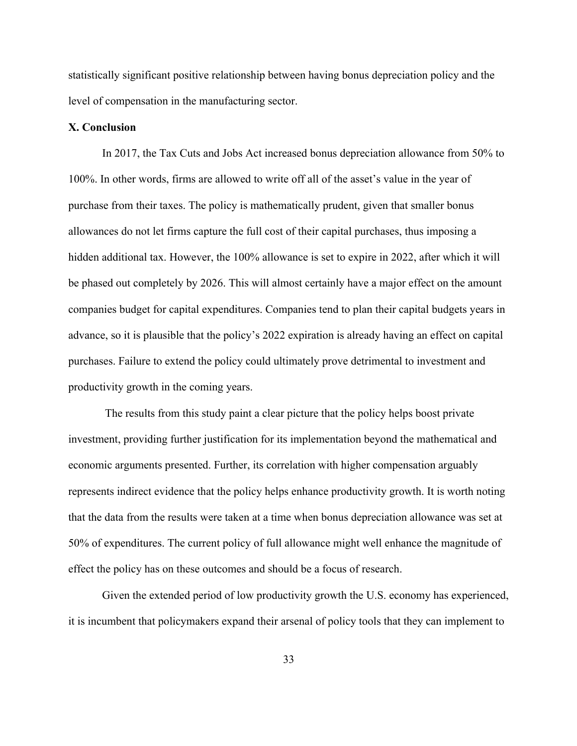statistically significant positive relationship between having bonus depreciation policy and the level of compensation in the manufacturing sector.

## X. Conclusion

In 2017, the Tax Cuts and Jobs Act increased bonus depreciation allowance from 50% to 100%. In other words, firms are allowed to write off all of the asset's value in the year of purchase from their taxes. The policy is mathematically prudent, given that smaller bonus allowances do not let firms capture the full cost of their capital purchases, thus imposing a hidden additional tax. However, the 100% allowance is set to expire in 2022, after which it will be phased out completely by 2026. This will almost certainly have a major effect on the amount companies budget for capital expenditures. Companies tend to plan their capital budgets years in advance, so it is plausible that the policy's 2022 expiration is already having an effect on capital purchases. Failure to extend the policy could ultimately prove detrimental to investment and productivity growth in the coming years.

The results from this study paint a clear picture that the policy helps boost private investment, providing further justification for its implementation beyond the mathematical and economic arguments presented. Further, its correlation with higher compensation arguably represents indirect evidence that the policy helps enhance productivity growth. It is worth noting that the data from the results were taken at a time when bonus depreciation allowance was set at 50% of expenditures. The current policy of full allowance might well enhance the magnitude of effect the policy has on these outcomes and should be a focus of research.

Given the extended period of low productivity growth the U.S. economy has experienced, it is incumbent that policymakers expand their arsenal of policy tools that they can implement to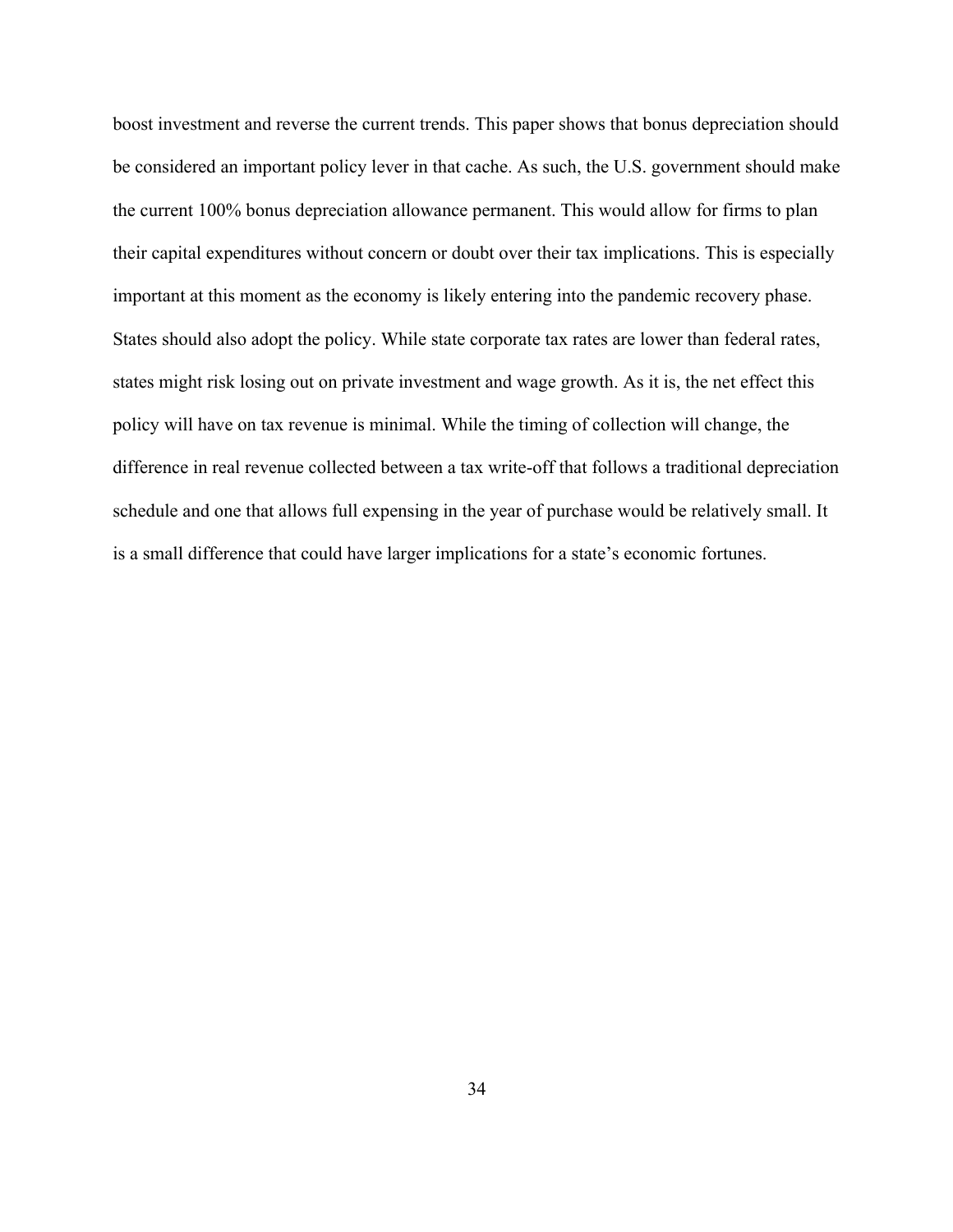boost investment and reverse the current trends. This paper shows that bonus depreciation should be considered an important policy lever in that cache. As such, the U.S. government should make the current 100% bonus depreciation allowance permanent. This would allow for firms to plan their capital expenditures without concern or doubt over their tax implications. This is especially important at this moment as the economy is likely entering into the pandemic recovery phase. States should also adopt the policy. While state corporate tax rates are lower than federal rates, states might risk losing out on private investment and wage growth. As it is, the net effect this policy will have on tax revenue is minimal. While the timing of collection will change, the difference in real revenue collected between a tax write-off that follows a traditional depreciation schedule and one that allows full expensing in the year of purchase would be relatively small. It is a small difference that could have larger implications for a state's economic fortunes.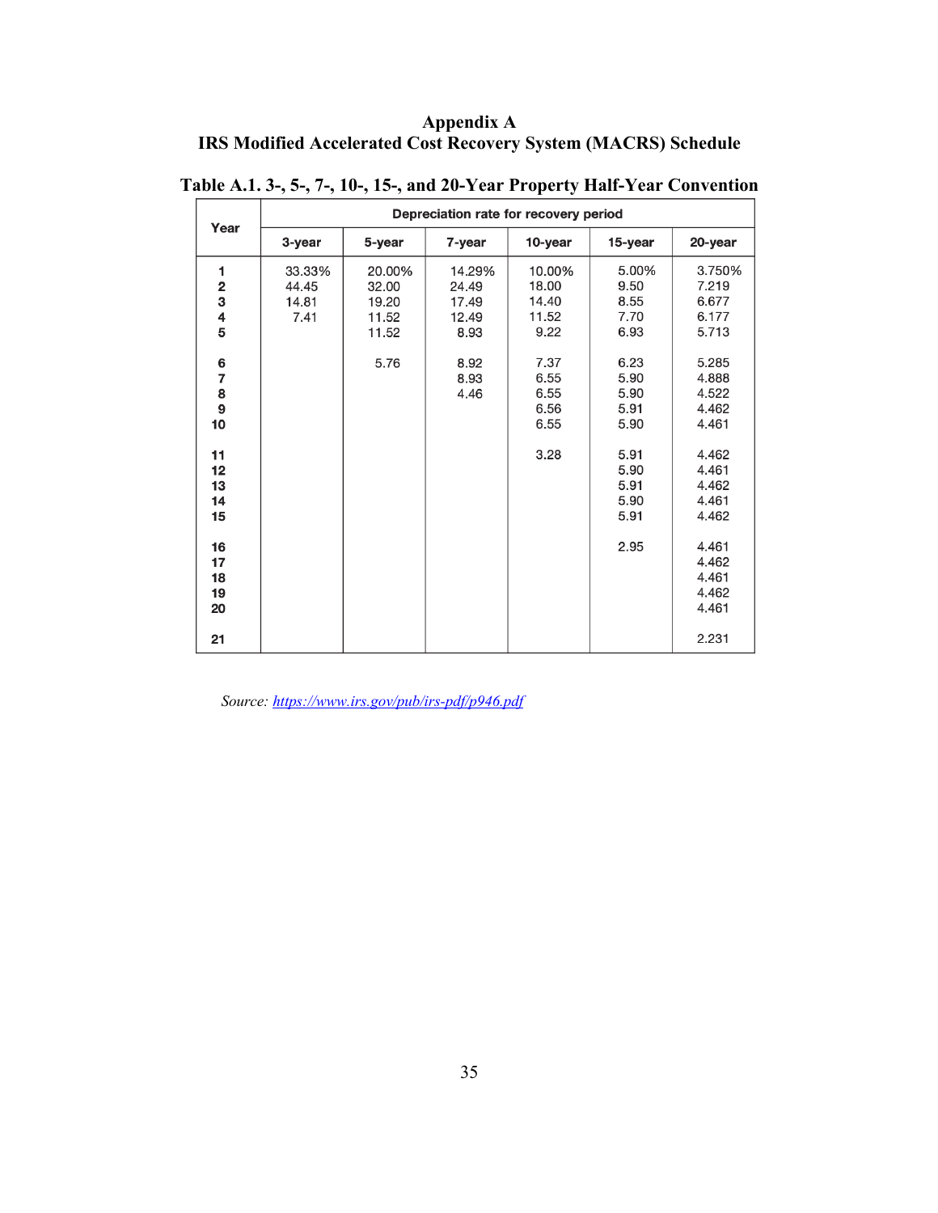# Appendix A
## IRS Modified Accelerated Cost Recovery System (MACRS) Schedule

**Table A.1. 3-, 5-, 7-, 10-, 15-, and 20-Year Property Half-Year Convention**

| Year | Depreciation rate for recovery period | | | | | |
|---|---|---|---|---|---|---|
| | 3-year | 5-year | 7-year | 10-year | 15-year | 20-year |
| 1 | 33.33% | 20.00% | 14.29% | 10.00% | 5.00% | 3.750% |
| 2 | 44.45 | 32.00 | 24.49 | 18.00 | 9.50 | 7.219 |
| 3 | 14.81 | 19.20 | 17.49 | 14.40 | 8.55 | 6.677 |
| 4 | 7.41 | 11.52 | 12.49 | 11.52 | 7.70 | 6.177 |
| 5 | | 11.52 | 8.93 | 9.22 | 6.93 | 5.713 |
| 6 | | 5.76 | 8.92 | 7.37 | 6.23 | 5.285 |
| 7 | | | 8.93 | 6.55 | 5.90 | 4.888 |
| 8 | | | 4.46 | 6.55 | 5.90 | 4.522 |
| 9 | | | | 6.56 | 5.91 | 4.462 |
| 10 | | | | 6.55 | 5.90 | 4.461 |
| 11 | | | | 3.28 | 5.91 | 4.462 |
| 12 | | | | | 5.90 | 4.461 |
| 13 | | | | | 5.91 | 4.462 |
| 14 | | | | | 5.90 | 4.461 |
| 15 | | | | | 5.91 | 4.462 |
| 16 | | | | | 2.95 | 4.461 |
| 17 | | | | | | 4.462 |
| 18 | | | | | | 4.461 |
| 19 | | | | | | 4.462 |
| 20 | | | | | | 4.461 |
| 21 | | | | | | 2.231 |

*Source: https://www.irs.gov/pub/irs-pdf/p946.pdf*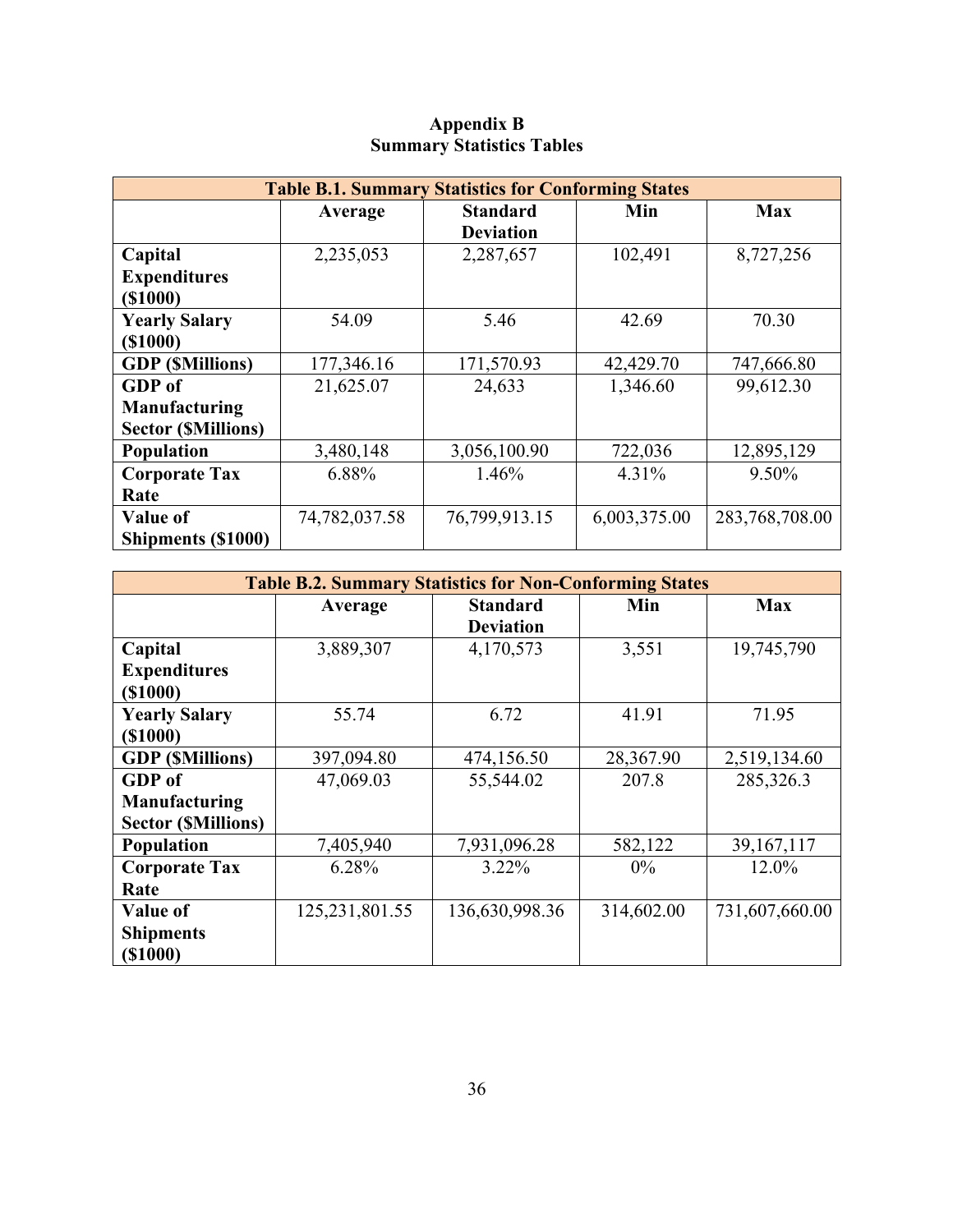# Appendix B
## Summary Statistics Tables

| Table B.1. Summary Statistics for Conforming States | | | | |
|---|---|---|---|---|
| | **Average** | **Standard Deviation** | **Min** | **Max** |
| **Capital Expenditures ($1000)** | 2,235,053 | 2,287,657 | 102,491 | 8,727,256 |
| **Yearly Salary ($1000)** | 54.09 | 5.46 | 42.69 | 70.30 |
| **GDP ($Millions)** | 177,346.16 | 171,570.93 | 42,429.70 | 747,666.80 |
| **GDP of Manufacturing Sector ($Millions)** | 21,625.07 | 24,633 | 1,346.60 | 99,612.30 |
| **Population** | 3,480,148 | 3,056,100.90 | 722,036 | 12,895,129 |
| **Corporate Tax Rate** | 6.88% | 1.46% | 4.31% | 9.50% |
| **Value of Shipments ($1000)** | 74,782,037.58 | 76,799,913.15 | 6,003,375.00 | 283,768,708.00 |

| Table B.2. Summary Statistics for Non-Conforming States | | | | |
|---|---|---|---|---|
| | **Average** | **Standard Deviation** | **Min** | **Max** |
| **Capital Expenditures ($1000)** | 3,889,307 | 4,170,573 | 3,551 | 19,745,790 |
| **Yearly Salary ($1000)** | 55.74 | 6.72 | 41.91 | 71.95 |
| **GDP ($Millions)** | 397,094.80 | 474,156.50 | 28,367.90 | 2,519,134.60 |
| **GDP of Manufacturing Sector ($Millions)** | 47,069.03 | 55,544.02 | 207.8 | 285,326.3 |
| **Population** | 7,405,940 | 7,931,096.28 | 582,122 | 39,167,117 |
| **Corporate Tax Rate** | 6.28% | 3.22% | 0% | 12.0% |
| **Value of Shipments ($1000)** | 125,231,801.55 | 136,630,998.36 | 314,602.00 | 731,607,660.00 |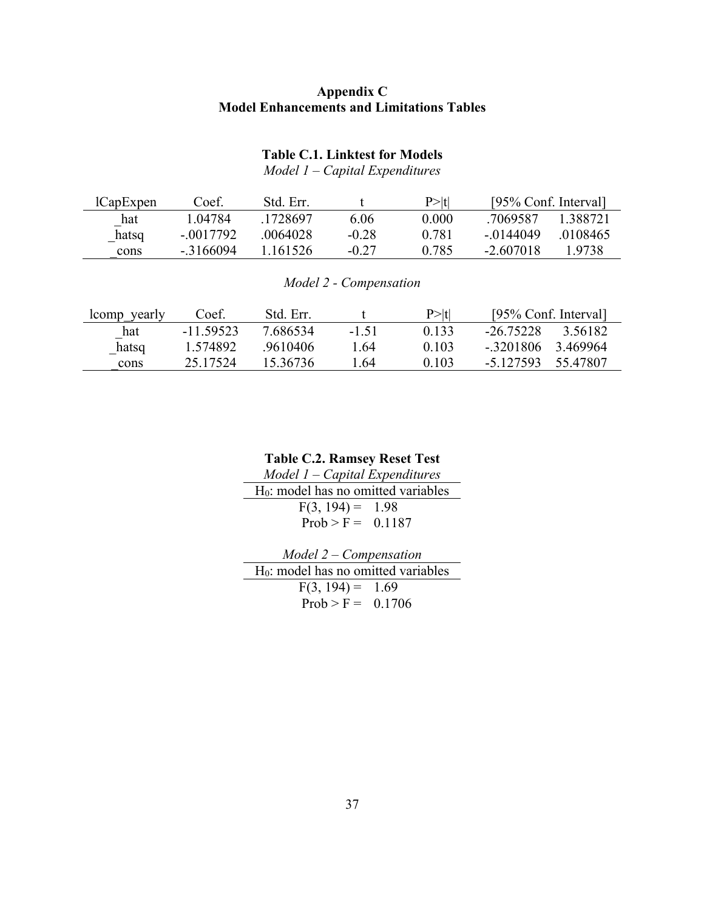# Appendix C
# Model Enhancements and Limitations Tables

### Table C.1. Linktest for Models

*Model 1 – Capital Expenditures*

| lCapExpen | Coef. | Std. Err. | t | P>\|t\| | [95% Conf. Interval] | |
|---|---|---|---|---|---|---|
| _hat | 1.04784 | .1728697 | 6.06 | 0.000 | .7069587 | 1.388721 |
| _hatsq | -.0017792 | .0064028 | -0.28 | 0.781 | -.0144049 | .0108465 |
| _cons | -.3166094 | 1.161526 | -0.27 | 0.785 | -2.607018 | 1.9738 |

*Model 2 - Compensation*

| lcomp_yearly | Coef. | Std. Err. | t | P>\|t\| | [95% Conf. Interval] | |
|---|---|---|---|---|---|---|
| _hat | -11.59523 | 7.686534 | -1.51 | 0.133 | -26.75228 | 3.56182 |
| _hatsq | 1.574892 | .9610406 | 1.64 | 0.103 | -.3201806 | 3.469964 |
| _cons | 25.17524 | 15.36736 | 1.64 | 0.103 | -5.127593 | 55.47807 |

### Table C.2. Ramsey Reset Test

*Model 1 – Capital Expenditures*

| $H_0$: model has no omitted variables |
|---|
| F(3, 194) = 1.98 |
| Prob > F = 0.1187 |

*Model 2 – Compensation*

| $H_0$: model has no omitted variables |
|---|
| F(3, 194) = 1.69 |
| Prob > F = 0.1706 |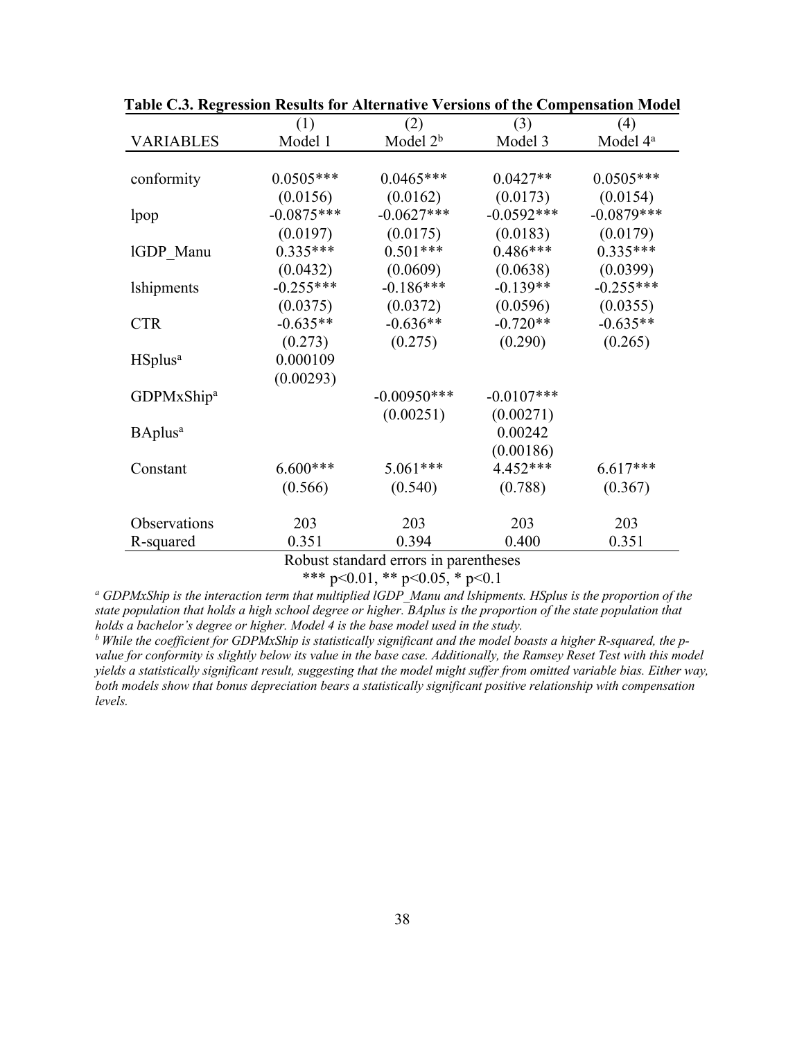**Table C.3. Regression Results for Alternative Versions of the Compensation Model**

| | (1) | (2) | (3) | (4) |
|---|---|---|---|---|
| VARIABLES | Model 1 | Model 2[b] | Model 3 | Model 4[a] |
| | | | | |
| conformity | 0.0505*** | 0.0465*** | 0.0427** | 0.0505*** |
| | (0.0156) | (0.0162) | (0.0173) | (0.0154) |
| lpop | -0.0875*** | -0.0627*** | -0.0592*** | -0.0879*** |
| | (0.0197) | (0.0175) | (0.0183) | (0.0179) |
| lGDP_Manu | 0.335*** | 0.501*** | 0.486*** | 0.335*** |
| | (0.0432) | (0.0609) | (0.0638) | (0.0399) |
| lshipments | -0.255*** | -0.186*** | -0.139** | -0.255*** |
| | (0.0375) | (0.0372) | (0.0596) | (0.0355) |
| CTR | -0.635** | -0.636** | -0.720** | -0.635** |
| | (0.273) | (0.275) | (0.290) | (0.265) |
| HSplus[a] | 0.000109 | | | |
| | (0.00293) | | | |
| GDPMxShip[a] | | -0.00950*** | -0.0107*** | |
| | | (0.00251) | (0.00271) | |
| BAplus[a] | | | 0.00242 | |
| | | | (0.00186) | |
| Constant | 6.600*** | 5.061*** | 4.452*** | 6.617*** |
| | (0.566) | (0.540) | (0.788) | (0.367) |
| | | | | |
| Observations | 203 | 203 | 203 | 203 |
| R-squared | 0.351 | 0.394 | 0.400 | 0.351 |

Robust standard errors in parentheses

*** p<0.01, ** p<0.05, * p<0.1

[a] *GDPMxShip is the interaction term that multiplied lGDP_Manu and lshipments. HSplus is the proportion of the state population that holds a high school degree or higher. BAplus is the proportion of the state population that holds a bachelor's degree or higher. Model 4 is the base model used in the study.*

[b] *While the coefficient for GDPMxShip is statistically significant and the model boasts a higher R-squared, the p-value for conformity is slightly below its value in the base case. Additionally, the Ramsey Reset Test with this model yields a statistically significant result, suggesting that the model might suffer from omitted variable bias. Either way, both models show that bonus depreciation bears a statistically significant positive relationship with compensation levels.*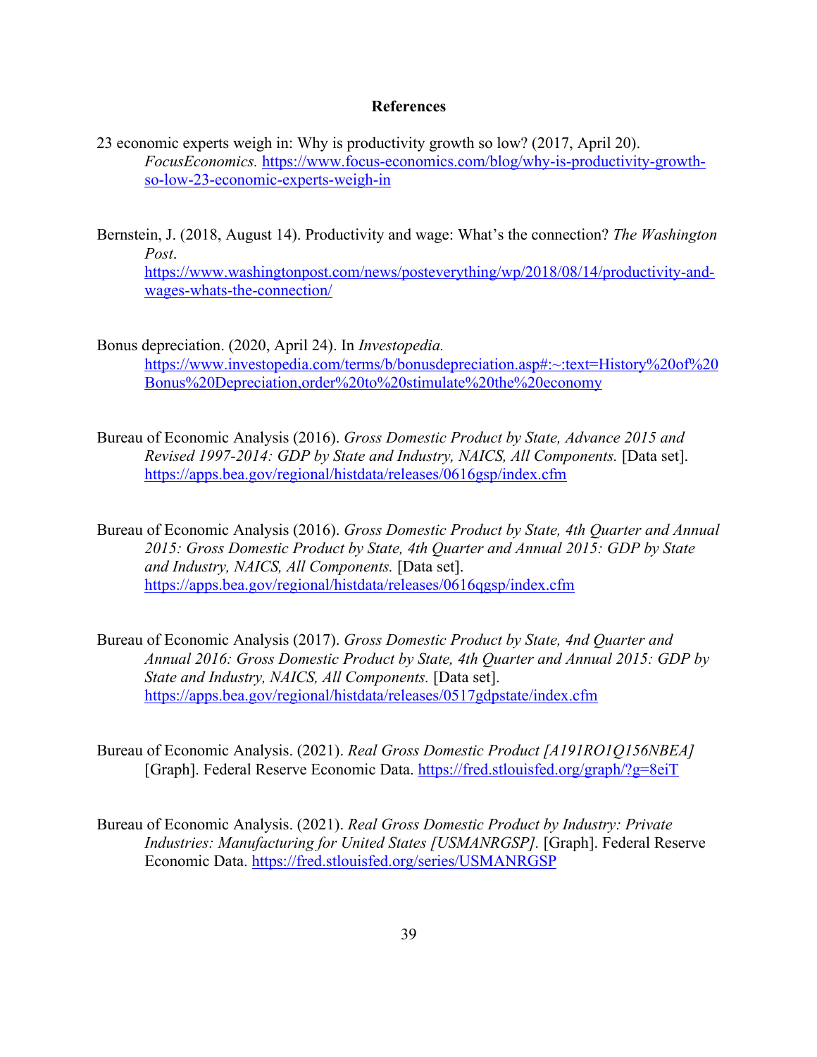## References

23 economic experts weigh in: Why is productivity growth so low? (2017, April 20). *FocusEconomics.* https://www.focus-economics.com/blog/why-is-productivity-growth-so-low-23-economic-experts-weigh-in

Bernstein, J. (2018, August 14). Productivity and wage: What's the connection? *The Washington Post*. https://www.washingtonpost.com/news/posteverything/wp/2018/08/14/productivity-and-wages-whats-the-connection/

Bonus depreciation. (2020, April 24). In *Investopedia.* https://www.investopedia.com/terms/b/bonusdepreciation.asp#:~:text=History%20of%20Bonus%20Depreciation,order%20to%20stimulate%20the%20economy

Bureau of Economic Analysis (2016). *Gross Domestic Product by State, Advance 2015 and Revised 1997-2014: GDP by State and Industry, NAICS, All Components.* [Data set]. https://apps.bea.gov/regional/histdata/releases/0616gsp/index.cfm

Bureau of Economic Analysis (2016). *Gross Domestic Product by State, 4th Quarter and Annual 2015: Gross Domestic Product by State, 4th Quarter and Annual 2015: GDP by State and Industry, NAICS, All Components.* [Data set]. https://apps.bea.gov/regional/histdata/releases/0616qgsp/index.cfm

Bureau of Economic Analysis (2017). *Gross Domestic Product by State, 4nd Quarter and Annual 2016: Gross Domestic Product by State, 4th Quarter and Annual 2015: GDP by State and Industry, NAICS, All Components.* [Data set]. https://apps.bea.gov/regional/histdata/releases/0517gdpstate/index.cfm

Bureau of Economic Analysis. (2021). *Real Gross Domestic Product [A191RO1Q156NBEA]* [Graph]. Federal Reserve Economic Data. https://fred.stlouisfed.org/graph/?g=8eiT

Bureau of Economic Analysis. (2021). *Real Gross Domestic Product by Industry: Private Industries: Manufacturing for United States [USMANRGSP].* [Graph]. Federal Reserve Economic Data. https://fred.stlouisfed.org/series/USMANRGSP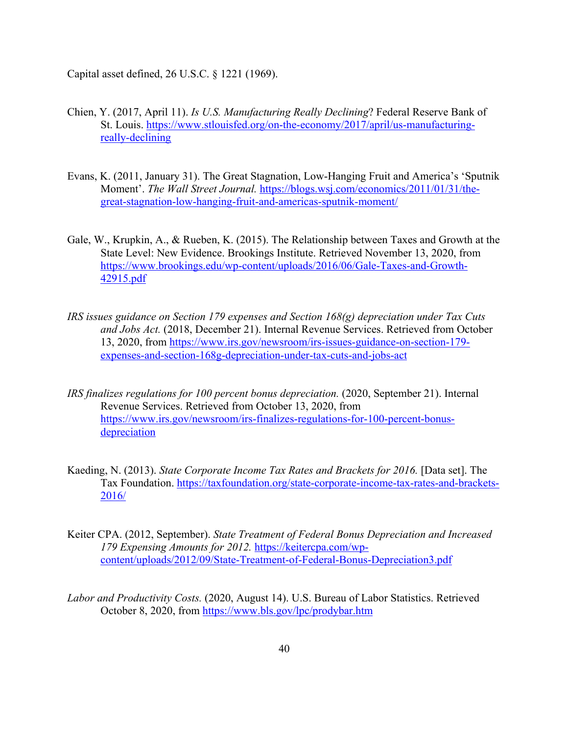Capital asset defined, 26 U.S.C. § 1221 (1969).

Chien, Y. (2017, April 11). *Is U.S. Manufacturing Really Declining*? Federal Reserve Bank of St. Louis. https://www.stlouisfed.org/on-the-economy/2017/april/us-manufacturing-really-declining

Evans, K. (2011, January 31). The Great Stagnation, Low-Hanging Fruit and America's 'Sputnik Moment'. *The Wall Street Journal.* https://blogs.wsj.com/economics/2011/01/31/the-great-stagnation-low-hanging-fruit-and-americas-sputnik-moment/

Gale, W., Krupkin, A., & Rueben, K. (2015). The Relationship between Taxes and Growth at the State Level: New Evidence. Brookings Institute. Retrieved November 13, 2020, from https://www.brookings.edu/wp-content/uploads/2016/06/Gale-Taxes-and-Growth-42915.pdf

*IRS issues guidance on Section 179 expenses and Section 168(g) depreciation under Tax Cuts and Jobs Act.* (2018, December 21). Internal Revenue Services. Retrieved from October 13, 2020, from https://www.irs.gov/newsroom/irs-issues-guidance-on-section-179-expenses-and-section-168g-depreciation-under-tax-cuts-and-jobs-act

*IRS finalizes regulations for 100 percent bonus depreciation.* (2020, September 21). Internal Revenue Services. Retrieved from October 13, 2020, from https://www.irs.gov/newsroom/irs-finalizes-regulations-for-100-percent-bonus-depreciation

Kaeding, N. (2013). *State Corporate Income Tax Rates and Brackets for 2016.* [Data set]. The Tax Foundation. https://taxfoundation.org/state-corporate-income-tax-rates-and-brackets-2016/

Keiter CPA. (2012, September). *State Treatment of Federal Bonus Depreciation and Increased 179 Expensing Amounts for 2012.* https://keitercpa.com/wp-content/uploads/2012/09/State-Treatment-of-Federal-Bonus-Depreciation3.pdf

*Labor and Productivity Costs.* (2020, August 14). U.S. Bureau of Labor Statistics. Retrieved October 8, 2020, from https://www.bls.gov/lpc/prodybar.htm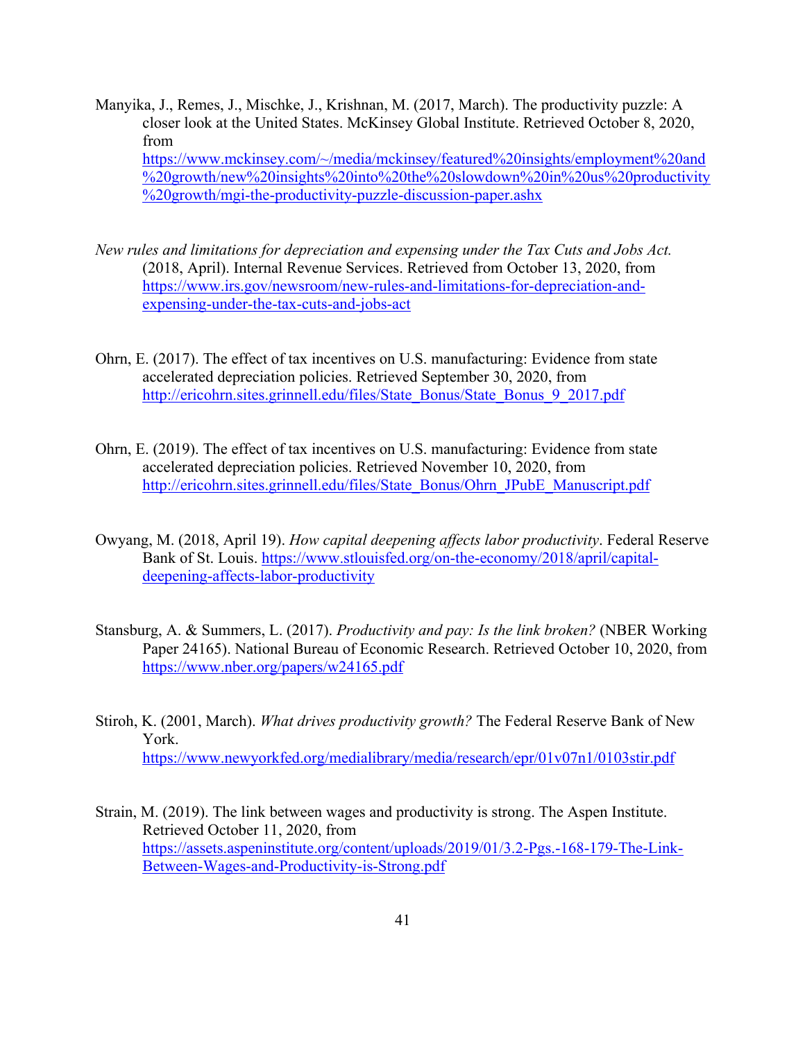Manyika, J., Remes, J., Mischke, J., Krishnan, M. (2017, March). The productivity puzzle: A closer look at the United States. McKinsey Global Institute. Retrieved October 8, 2020, from https://www.mckinsey.com/~/media/mckinsey/featured%20insights/employment%20and%20growth/new%20insights%20into%20the%20slowdown%20in%20us%20productivity%20growth/mgi-the-productivity-puzzle-discussion-paper.ashx

*New rules and limitations for depreciation and expensing under the Tax Cuts and Jobs Act.* (2018, April). Internal Revenue Services. Retrieved from October 13, 2020, from https://www.irs.gov/newsroom/new-rules-and-limitations-for-depreciation-and-expensing-under-the-tax-cuts-and-jobs-act

Ohrn, E. (2017). The effect of tax incentives on U.S. manufacturing: Evidence from state accelerated depreciation policies. Retrieved September 30, 2020, from http://ericohrn.sites.grinnell.edu/files/State_Bonus/State_Bonus_9_2017.pdf

Ohrn, E. (2019). The effect of tax incentives on U.S. manufacturing: Evidence from state accelerated depreciation policies. Retrieved November 10, 2020, from http://ericohrn.sites.grinnell.edu/files/State_Bonus/Ohrn_JPubE_Manuscript.pdf

Owyang, M. (2018, April 19). *How capital deepening affects labor productivity*. Federal Reserve Bank of St. Louis. https://www.stlouisfed.org/on-the-economy/2018/april/capital-deepening-affects-labor-productivity

Stansburg, A. & Summers, L. (2017). *Productivity and pay: Is the link broken?* (NBER Working Paper 24165). National Bureau of Economic Research. Retrieved October 10, 2020, from https://www.nber.org/papers/w24165.pdf

Stiroh, K. (2001, March). *What drives productivity growth?* The Federal Reserve Bank of New York. https://www.newyorkfed.org/medialibrary/media/research/epr/01v07n1/0103stir.pdf

Strain, M. (2019). The link between wages and productivity is strong. The Aspen Institute. Retrieved October 11, 2020, from https://assets.aspeninstitute.org/content/uploads/2019/01/3.2-Pgs.-168-179-The-Link-Between-Wages-and-Productivity-is-Strong.pdf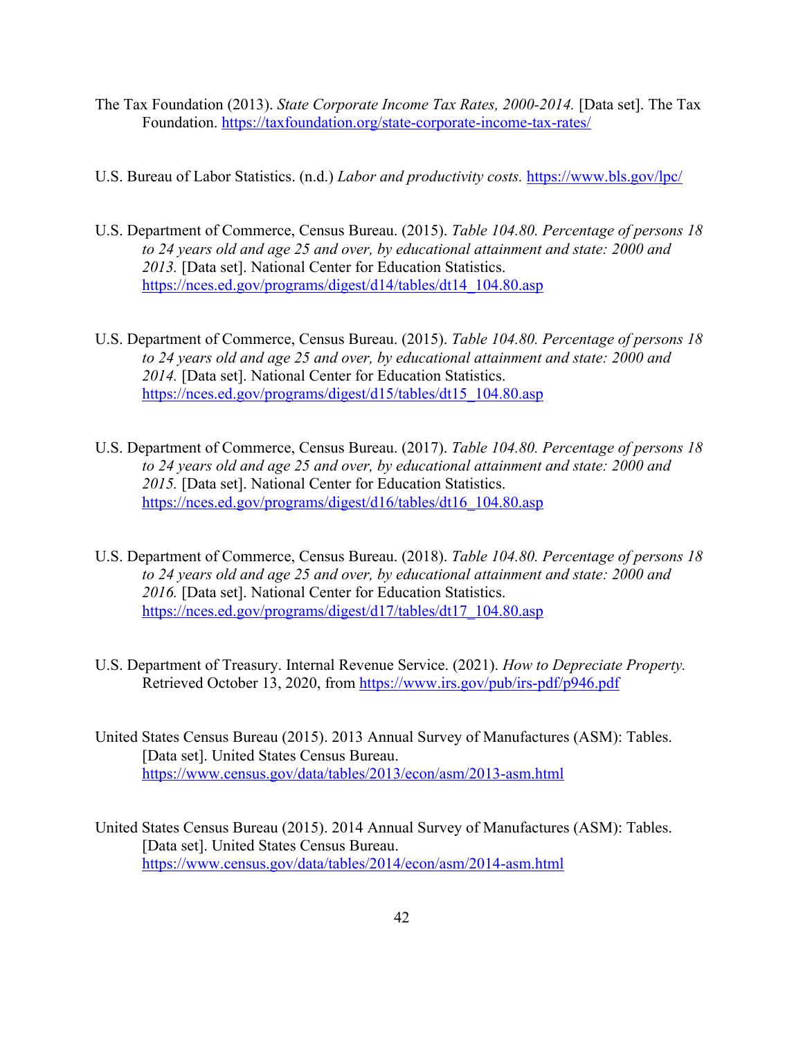The Tax Foundation (2013). *State Corporate Income Tax Rates, 2000-2014.* [Data set]. The Tax Foundation. https://taxfoundation.org/state-corporate-income-tax-rates/

U.S. Bureau of Labor Statistics. (n.d.) *Labor and productivity costs.* https://www.bls.gov/lpc/

U.S. Department of Commerce, Census Bureau. (2015). *Table 104.80. Percentage of persons 18 to 24 years old and age 25 and over, by educational attainment and state: 2000 and 2013.* [Data set]. National Center for Education Statistics. https://nces.ed.gov/programs/digest/d14/tables/dt14_104.80.asp

U.S. Department of Commerce, Census Bureau. (2015). *Table 104.80. Percentage of persons 18 to 24 years old and age 25 and over, by educational attainment and state: 2000 and 2014.* [Data set]. National Center for Education Statistics. https://nces.ed.gov/programs/digest/d15/tables/dt15_104.80.asp

U.S. Department of Commerce, Census Bureau. (2017). *Table 104.80. Percentage of persons 18 to 24 years old and age 25 and over, by educational attainment and state: 2000 and 2015.* [Data set]. National Center for Education Statistics. https://nces.ed.gov/programs/digest/d16/tables/dt16_104.80.asp

U.S. Department of Commerce, Census Bureau. (2018). *Table 104.80. Percentage of persons 18 to 24 years old and age 25 and over, by educational attainment and state: 2000 and 2016.* [Data set]. National Center for Education Statistics. https://nces.ed.gov/programs/digest/d17/tables/dt17_104.80.asp

U.S. Department of Treasury. Internal Revenue Service. (2021). *How to Depreciate Property.* Retrieved October 13, 2020, from https://www.irs.gov/pub/irs-pdf/p946.pdf

United States Census Bureau (2015). 2013 Annual Survey of Manufactures (ASM): Tables. [Data set]. United States Census Bureau. https://www.census.gov/data/tables/2013/econ/asm/2013-asm.html

United States Census Bureau (2015). 2014 Annual Survey of Manufactures (ASM): Tables. [Data set]. United States Census Bureau. https://www.census.gov/data/tables/2014/econ/asm/2014-asm.html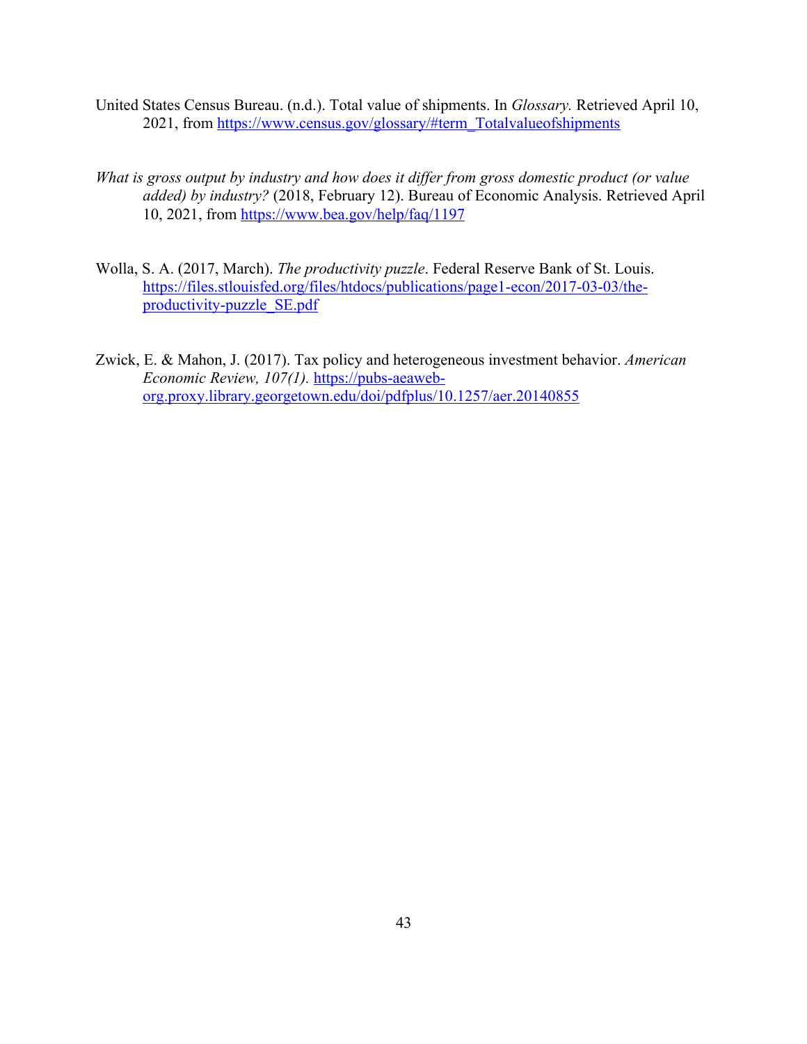United States Census Bureau. (n.d.). Total value of shipments. In *Glossary.* Retrieved April 10, 2021, from https://www.census.gov/glossary/#term_Totalvalueofshipments

*What is gross output by industry and how does it differ from gross domestic product (or value added) by industry?* (2018, February 12). Bureau of Economic Analysis. Retrieved April 10, 2021, from https://www.bea.gov/help/faq/1197

Wolla, S. A. (2017, March). *The productivity puzzle*. Federal Reserve Bank of St. Louis. https://files.stlouisfed.org/files/htdocs/publications/page1-econ/2017-03-03/the-productivity-puzzle_SE.pdf

Zwick, E. & Mahon, J. (2017). Tax policy and heterogeneous investment behavior. *American Economic Review, 107(1).* https://pubs-aeaweb-org.proxy.library.georgetown.edu/doi/pdfplus/10.1257/aer.20140855